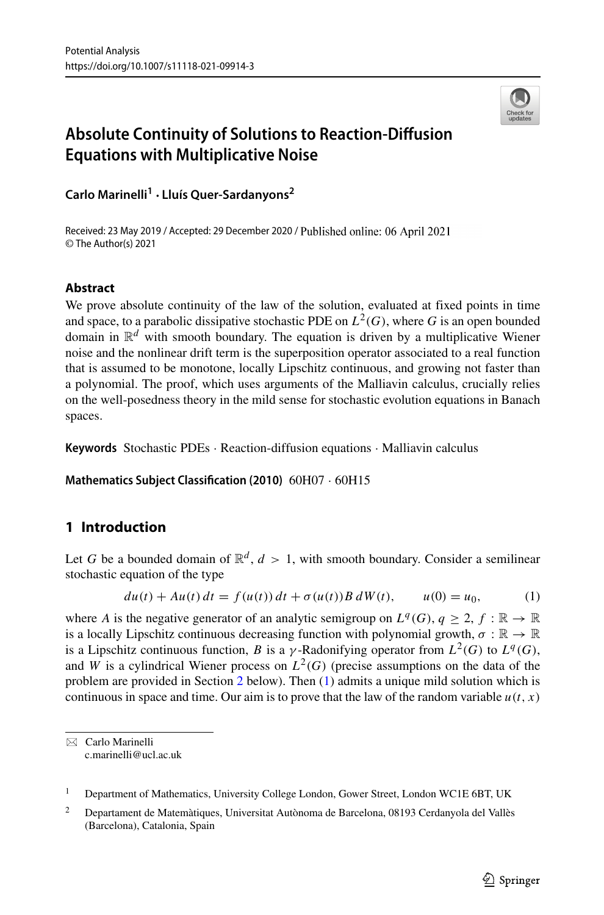# Absolute Continuity of Solutions to Reaction-Diffusion Equations with Multiplicative Noise

**Carlo Marinelli[1] · Lluís Quer-Sardanyons[2]**

Received: 23 May 2019 / Accepted: 29 December 2020 / Published online: 06 April 2021
© The Author(s) 2021

## Abstract

We prove absolute continuity of the law of the solution, evaluated at fixed points in time and space, to a parabolic dissipative stochastic PDE on $L^2(G)$, where $G$ is an open bounded domain in $\mathbb{R}^d$ with smooth boundary. The equation is driven by a multiplicative Wiener noise and the nonlinear drift term is the superposition operator associated to a real function that is assumed to be monotone, locally Lipschitz continuous, and growing not faster than a polynomial. The proof, which uses arguments of the Malliavin calculus, crucially relies on the well-posedness theory in the mild sense for stochastic evolution equations in Banach spaces.

**Keywords** Stochastic PDEs · Reaction-diffusion equations · Malliavin calculus

**Mathematics Subject Classification (2010)** 60H07 · 60H15

## 1 Introduction

Let $G$ be a bounded domain of $\mathbb{R}^d$, $d > 1$, with smooth boundary. Consider a semilinear stochastic equation of the type

$$du(t) + Au(t)\,dt = f(u(t))\,dt + \sigma(u(t))B\,dW(t), \qquad u(0) = u_0, \tag{1}$$

where $A$ is the negative generator of an analytic semigroup on $L^q(G)$, $q \geq 2$, $f : \mathbb{R} \to \mathbb{R}$ is a locally Lipschitz continuous decreasing function with polynomial growth, $\sigma : \mathbb{R} \to \mathbb{R}$ is a Lipschitz continuous function, $B$ is a $\gamma$-Radonifying operator from $L^2(G)$ to $L^q(G)$, and $W$ is a cylindrical Wiener process on $L^2(G)$ (precise assumptions on the data of the problem are provided in Section 2 below). Then (1) admits a unique mild solution which is continuous in space and time. Our aim is to prove that the law of the random variable $u(t, x)$

---

✉ Carlo Marinelli
c.marinelli@ucl.ac.uk

[1] Department of Mathematics, University College London, Gower Street, London WC1E 6BT, UK

[2] Departament de Matemàtiques, Universitat Autònoma de Barcelona, 08193 Cerdanyola del Vallès (Barcelona), Catalonia, Spain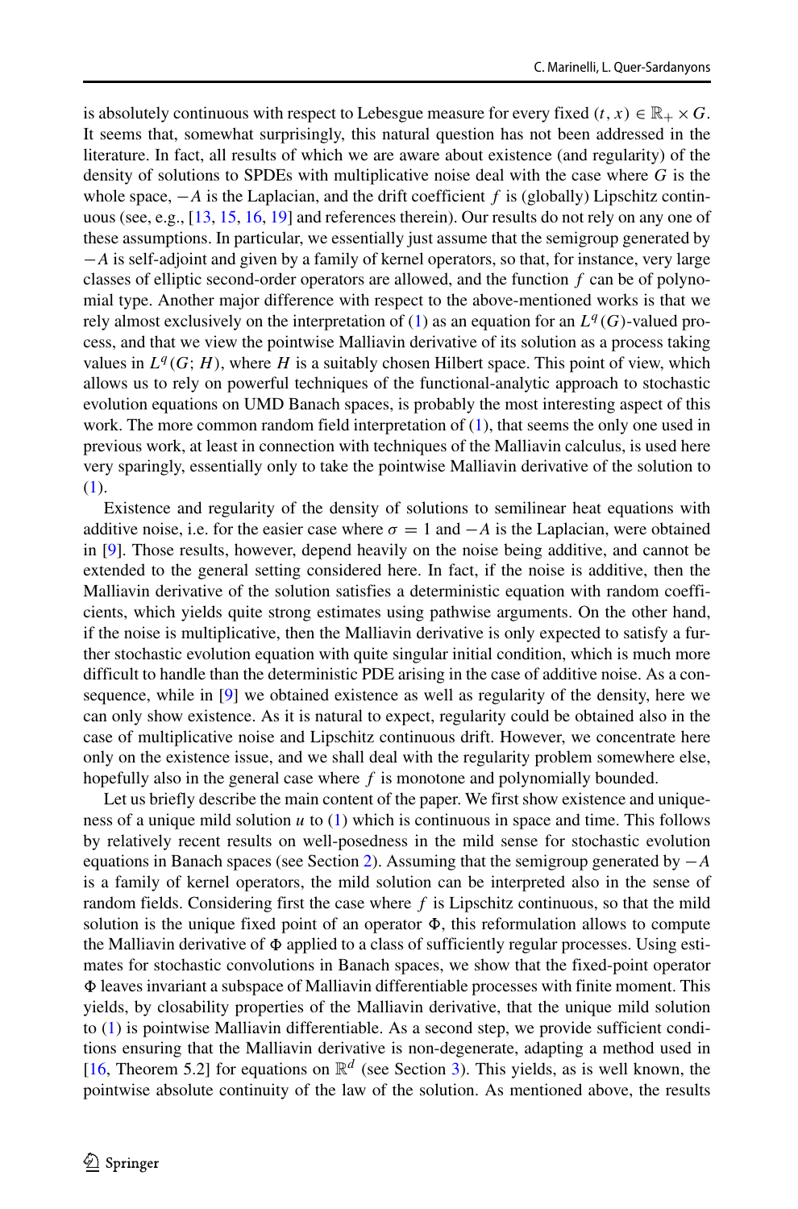is absolutely continuous with respect to Lebesgue measure for every fixed $(t, x) \in \mathbb{R}_+ \times G$. It seems that, somewhat surprisingly, this natural question has not been addressed in the literature. In fact, all results of which we are aware about existence (and regularity) of the density of solutions to SPDEs with multiplicative noise deal with the case where $G$ is the whole space, $-A$ is the Laplacian, and the drift coefficient $f$ is (globally) Lipschitz continuous (see, e.g., [13, 15, 16, 19] and references therein). Our results do not rely on any one of these assumptions. In particular, we essentially just assume that the semigroup generated by $-A$ is self-adjoint and given by a family of kernel operators, so that, for instance, very large classes of elliptic second-order operators are allowed, and the function $f$ can be of polynomial type. Another major difference with respect to the above-mentioned works is that we rely almost exclusively on the interpretation of (1) as an equation for an $L^q(G)$-valued process, and that we view the pointwise Malliavin derivative of its solution as a process taking values in $L^q(G; H)$, where $H$ is a suitably chosen Hilbert space. This point of view, which allows us to rely on powerful techniques of the functional-analytic approach to stochastic evolution equations on UMD Banach spaces, is probably the most interesting aspect of this work. The more common random field interpretation of (1), that seems the only one used in previous work, at least in connection with techniques of the Malliavin calculus, is used here very sparingly, essentially only to take the pointwise Malliavin derivative of the solution to (1).

Existence and regularity of the density of solutions to semilinear heat equations with additive noise, i.e. for the easier case where $\sigma = 1$ and $-A$ is the Laplacian, were obtained in [9]. Those results, however, depend heavily on the noise being additive, and cannot be extended to the general setting considered here. In fact, if the noise is additive, then the Malliavin derivative of the solution satisfies a deterministic equation with random coefficients, which yields quite strong estimates using pathwise arguments. On the other hand, if the noise is multiplicative, then the Malliavin derivative is only expected to satisfy a further stochastic evolution equation with quite singular initial condition, which is much more difficult to handle than the deterministic PDE arising in the case of additive noise. As a consequence, while in [9] we obtained existence as well as regularity of the density, here we can only show existence. As it is natural to expect, regularity could be obtained also in the case of multiplicative noise and Lipschitz continuous drift. However, we concentrate here only on the existence issue, and we shall deal with the regularity problem somewhere else, hopefully also in the general case where $f$ is monotone and polynomially bounded.

Let us briefly describe the main content of the paper. We first show existence and uniqueness of a unique mild solution $u$ to (1) which is continuous in space and time. This follows by relatively recent results on well-posedness in the mild sense for stochastic evolution equations in Banach spaces (see Section 2). Assuming that the semigroup generated by $-A$ is a family of kernel operators, the mild solution can be interpreted also in the sense of random fields. Considering first the case where $f$ is Lipschitz continuous, so that the mild solution is the unique fixed point of an operator $\Phi$, this reformulation allows to compute the Malliavin derivative of $\Phi$ applied to a class of sufficiently regular processes. Using estimates for stochastic convolutions in Banach spaces, we show that the fixed-point operator $\Phi$ leaves invariant a subspace of Malliavin differentiable processes with finite moment. This yields, by closability properties of the Malliavin derivative, that the unique mild solution to (1) is pointwise Malliavin differentiable. As a second step, we provide sufficient conditions ensuring that the Malliavin derivative is non-degenerate, adapting a method used in [16, Theorem 5.2] for equations on $\mathbb{R}^d$ (see Section 3). This yields, as is well known, the pointwise absolute continuity of the law of the solution. As mentioned above, the results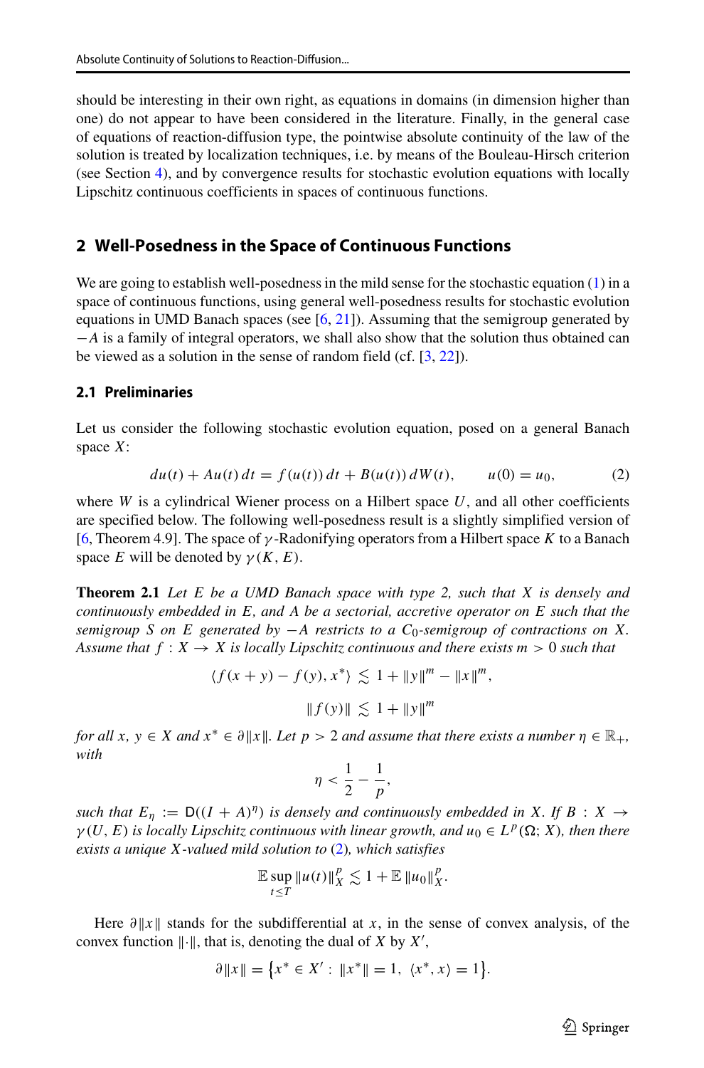should be interesting in their own right, as equations in domains (in dimension higher than one) do not appear to have been considered in the literature. Finally, in the general case of equations of reaction-diffusion type, the pointwise absolute continuity of the law of the solution is treated by localization techniques, i.e. by means of the Bouleau-Hirsch criterion (see Section 4), and by convergence results for stochastic evolution equations with locally Lipschitz continuous coefficients in spaces of continuous functions.

## 2 Well-Posedness in the Space of Continuous Functions

We are going to establish well-posedness in the mild sense for the stochastic equation (1) in a space of continuous functions, using general well-posedness results for stochastic evolution equations in UMD Banach spaces (see [6, 21]). Assuming that the semigroup generated by $-A$ is a family of integral operators, we shall also show that the solution thus obtained can be viewed as a solution in the sense of random field (cf. [3, 22]).

### 2.1 Preliminaries

Let us consider the following stochastic evolution equation, posed on a general Banach space $X$:

$$du(t) + Au(t)\,dt = f(u(t))\,dt + B(u(t))\,dW(t), \qquad u(0) = u_0, \tag{2}$$

where $W$ is a cylindrical Wiener process on a Hilbert space $U$, and all other coefficients are specified below. The following well-posedness result is a slightly simplified version of [6, Theorem 4.9]. The space of $\gamma$-Radonifying operators from a Hilbert space $K$ to a Banach space $E$ will be denoted by $\gamma(K, E)$.

**Theorem 2.1** *Let $E$ be a UMD Banach space with type 2, such that $X$ is densely and continuously embedded in $E$, and $A$ be a sectorial, accretive operator on $E$ such that the semigroup $S$ on $E$ generated by $-A$ restricts to a $C_0$-semigroup of contractions on $X$. Assume that $f : X \to X$ is locally Lipschitz continuous and there exists $m > 0$ such that*

$$\langle f(x+y) - f(y), x^* \rangle \lesssim 1 + \|y\|^m - \|x\|^m,$$

$$\|f(y)\| \lesssim 1 + \|y\|^m$$

*for all $x, y \in X$ and $x^* \in \partial\|x\|$. Let $p > 2$ and assume that there exists a number $\eta \in \mathbb{R}_+$, with*

$$\eta < \frac{1}{2} - \frac{1}{p},$$

*such that $E_\eta := \mathsf{D}((I + A)^\eta)$ is densely and continuously embedded in $X$. If $B : X \to \gamma(U, E)$ is locally Lipschitz continuous with linear growth, and $u_0 \in L^p(\Omega; X)$, then there exists a unique $X$-valued mild solution to (2), which satisfies*

$$\mathbb{E} \sup_{t \le T} \|u(t)\|_X^p \lesssim 1 + \mathbb{E}\,\|u_0\|_X^p.$$

Here $\partial\|x\|$ stands for the subdifferential at $x$, in the sense of convex analysis, of the convex function $\|\cdot\|$, that is, denoting the dual of $X$ by $X'$,

$$\partial\|x\| = \bigl\{x^* \in X' : \|x^*\| = 1,\ \langle x^*, x \rangle = 1\bigr\}.$$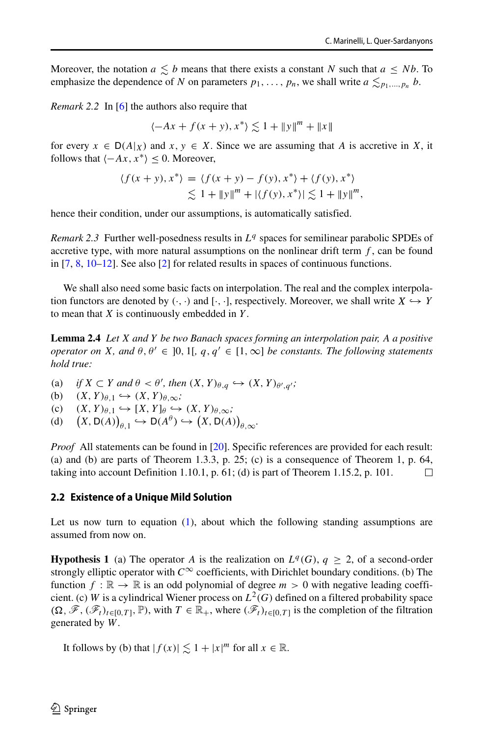Moreover, the notation $a \lesssim b$ means that there exists a constant $N$ such that $a \leq Nb$. To emphasize the dependence of $N$ on parameters $p_1, \ldots, p_n$, we shall write $a \lesssim_{p_1,\ldots,p_n} b$.

*Remark 2.2* In [6] the authors also require that

$$\langle -Ax + f(x+y), x^* \rangle \lesssim 1 + \|y\|^m + \|x\|$$

for every $x \in \mathsf{D}(A|_X)$ and $x, y \in X$. Since we are assuming that $A$ is accretive in $X$, it follows that $\langle -Ax, x^* \rangle \leq 0$. Moreover,

$$\begin{aligned}\langle f(x+y), x^* \rangle &= \langle f(x+y) - f(y), x^* \rangle + \langle f(y), x^* \rangle \\ &\lesssim 1 + \|y\|^m + |\langle f(y), x^* \rangle| \lesssim 1 + \|y\|^m,\end{aligned}$$

hence their condition, under our assumptions, is automatically satisfied.

*Remark 2.3* Further well-posedness results in $L^q$ spaces for semilinear parabolic SPDEs of accretive type, with more natural assumptions on the nonlinear drift term $f$, can be found in [7, 8, 10–12]. See also [2] for related results in spaces of continuous functions.

We shall also need some basic facts on interpolation. The real and the complex interpolation functors are denoted by $(\cdot,\cdot)$ and $[\cdot,\cdot]$, respectively. Moreover, we shall write $X \hookrightarrow Y$ to mean that $X$ is continuously embedded in $Y$.

**Lemma 2.4** *Let $X$ and $Y$ be two Banach spaces forming an interpolation pair, $A$ a positive operator on $X$, and $\theta, \theta' \in \,]0, 1[$, $q, q' \in [1, \infty]$ be constants. The following statements hold true:*

(a) *if $X \subset Y$ and $\theta < \theta'$, then $(X, Y)_{\theta,q} \hookrightarrow (X, Y)_{\theta',q'}$;*
(b) $(X, Y)_{\theta,1} \hookrightarrow (X, Y)_{\theta,\infty}$*;*
(c) $(X, Y)_{\theta,1} \hookrightarrow [X, Y]_\theta \hookrightarrow (X, Y)_{\theta,\infty}$*;*
(d) $\big(X, \mathsf{D}(A)\big)_{\theta,1} \hookrightarrow \mathsf{D}(A^\theta) \hookrightarrow \big(X, \mathsf{D}(A)\big)_{\theta,\infty}$.

*Proof* All statements can be found in [20]. Specific references are provided for each result: (a) and (b) are parts of Theorem 1.3.3, p. 25; (c) is a consequence of Theorem 1, p. 64, taking into account Definition 1.10.1, p. 61; (d) is part of Theorem 1.15.2, p. 101. □

### 2.2 Existence of a Unique Mild Solution

Let us now turn to equation (1), about which the following standing assumptions are assumed from now on.

**Hypothesis 1** (a) The operator $A$ is the realization on $L^q(G)$, $q \geq 2$, of a second-order strongly elliptic operator with $C^\infty$ coefficients, with Dirichlet boundary conditions. (b) The function $f : \mathbb{R} \to \mathbb{R}$ is an odd polynomial of degree $m > 0$ with negative leading coefficient. (c) $W$ is a cylindrical Wiener process on $L^2(G)$ defined on a filtered probability space $(\Omega, \mathscr{F}, (\mathscr{F}_t)_{t\in[0,T]}, \mathbb{P})$, with $T \in \mathbb{R}_+$, where $(\mathscr{F}_t)_{t\in[0,T]}$ is the completion of the filtration generated by $W$.

It follows by (b) that $|f(x)| \lesssim 1 + |x|^m$ for all $x \in \mathbb{R}$.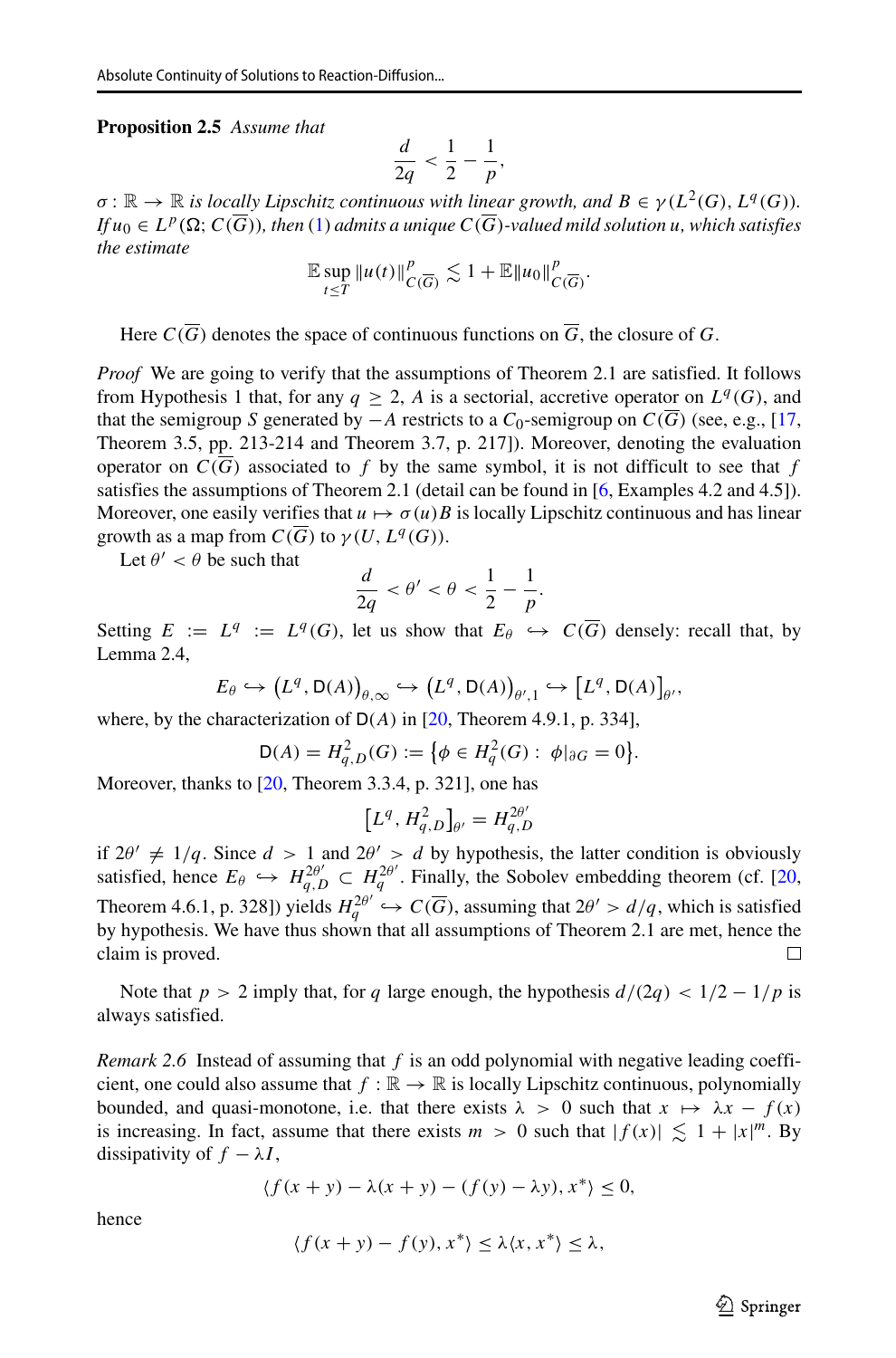**Proposition 2.5** *Assume that*

$$\frac{d}{2q} < \frac{1}{2} - \frac{1}{p},$$

*$\sigma : \mathbb{R} \to \mathbb{R}$ is locally Lipschitz continuous with linear growth, and $B \in \gamma(L^2(G), L^q(G))$. If $u_0 \in L^p(\Omega; C(\overline{G}))$, then (1) admits a unique $C(\overline{G})$-valued mild solution $u$, which satisfies the estimate*

$$\mathbb{E} \sup_{t \le T} \|u(t)\|^p_{C(\overline{G})} \lesssim 1 + \mathbb{E}\|u_0\|^p_{C(\overline{G})}.$$

Here $C(\overline{G})$ denotes the space of continuous functions on $\overline{G}$, the closure of $G$.

*Proof* We are going to verify that the assumptions of Theorem 2.1 are satisfied. It follows from Hypothesis 1 that, for any $q \ge 2$, $A$ is a sectorial, accretive operator on $L^q(G)$, and that the semigroup $S$ generated by $-A$ restricts to a $C_0$-semigroup on $C(\overline{G})$ (see, e.g., [17, Theorem 3.5, pp. 213-214 and Theorem 3.7, p. 217]). Moreover, denoting the evaluation operator on $C(\overline{G})$ associated to $f$ by the same symbol, it is not difficult to see that $f$ satisfies the assumptions of Theorem 2.1 (detail can be found in [6, Examples 4.2 and 4.5]). Moreover, one easily verifies that $u \mapsto \sigma(u)B$ is locally Lipschitz continuous and has linear growth as a map from $C(\overline{G})$ to $\gamma(U, L^q(G))$.

Let $\theta' < \theta$ be such that

$$\frac{d}{2q} < \theta' < \theta < \frac{1}{2} - \frac{1}{p}.$$

Setting $E := L^q := L^q(G)$, let us show that $E_\theta \hookrightarrow C(\overline{G})$ densely: recall that, by Lemma 2.4,

$$E_\theta \hookrightarrow \big(L^q, \mathsf{D}(A)\big)_{\theta,\infty} \hookrightarrow \big(L^q, \mathsf{D}(A)\big)_{\theta',1} \hookrightarrow \big[L^q, \mathsf{D}(A)\big]_{\theta'},$$

where, by the characterization of $\mathsf{D}(A)$ in [20, Theorem 4.9.1, p. 334],

$$\mathsf{D}(A) = H^2_{q,D}(G) := \big\{\phi \in H^2_q(G) : \ \phi|_{\partial G} = 0\big\}.$$

Moreover, thanks to [20, Theorem 3.3.4, p. 321], one has

$$\big[L^q, H^2_{q,D}\big]_{\theta'} = H^{2\theta'}_{q,D}$$

if $2\theta' \neq 1/q$. Since $d > 1$ and $2\theta' > d$ by hypothesis, the latter condition is obviously satisfied, hence $E_\theta \hookrightarrow H^{2\theta'}_{q,D} \subset H^{2\theta'}_q$. Finally, the Sobolev embedding theorem (cf. [20, Theorem 4.6.1, p. 328]) yields $H^{2\theta'}_q \hookrightarrow C(\overline{G})$, assuming that $2\theta' > d/q$, which is satisfied by hypothesis. We have thus shown that all assumptions of Theorem 2.1 are met, hence the claim is proved. □

Note that $p > 2$ imply that, for $q$ large enough, the hypothesis $d/(2q) < 1/2 - 1/p$ is always satisfied.

*Remark 2.6* Instead of assuming that $f$ is an odd polynomial with negative leading coefficient, one could also assume that $f : \mathbb{R} \to \mathbb{R}$ is locally Lipschitz continuous, polynomially bounded, and quasi-monotone, i.e. that there exists $\lambda > 0$ such that $x \mapsto \lambda x - f(x)$ is increasing. In fact, assume that there exists $m > 0$ such that $|f(x)| \lesssim 1 + |x|^m$. By dissipativity of $f - \lambda I$,

$$\langle f(x+y) - \lambda(x+y) - (f(y) - \lambda y), x^* \rangle \le 0,$$

hence

$$\langle f(x+y) - f(y), x^* \rangle \le \lambda \langle x, x^* \rangle \le \lambda,$$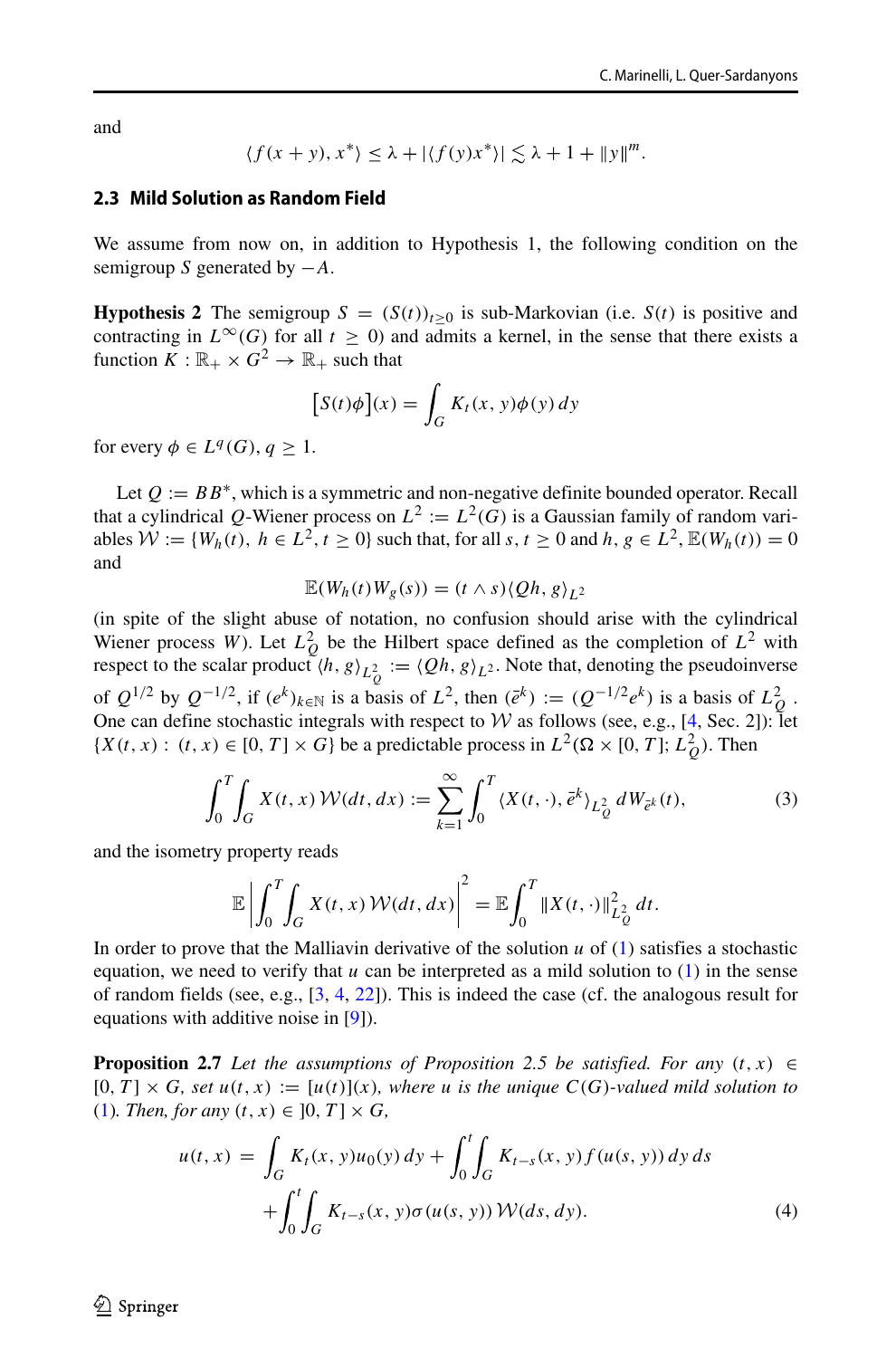and

$$\langle f(x+y), x^* \rangle \leq \lambda + |\langle f(y)x^* \rangle| \lesssim \lambda + 1 + \|y\|^m.$$

### 2.3 Mild Solution as Random Field

We assume from now on, in addition to Hypothesis 1, the following condition on the semigroup $S$ generated by $-A$.

**Hypothesis 2** The semigroup $S = (S(t))_{t \geq 0}$ is sub-Markovian (i.e. $S(t)$ is positive and contracting in $L^\infty(G)$ for all $t \geq 0$) and admits a kernel, in the sense that there exists a function $K : \mathbb{R}_+ \times G^2 \to \mathbb{R}_+$ such that

$$\big[S(t)\phi\big](x) = \int_G K_t(x, y)\phi(y)\, dy$$

for every $\phi \in L^q(G)$, $q \geq 1$.

Let $Q := BB^*$, which is a symmetric and non-negative definite bounded operator. Recall that a cylindrical $Q$-Wiener process on $L^2 := L^2(G)$ is a Gaussian family of random variables $\mathcal{W} := \{W_h(t),\ h \in L^2, t \geq 0\}$ such that, for all $s, t \geq 0$ and $h, g \in L^2$, $\mathbb{E}(W_h(t)) = 0$ and

$$\mathbb{E}(W_h(t)W_g(s)) = (t \wedge s)\langle Qh, g\rangle_{L^2}$$

(in spite of the slight abuse of notation, no confusion should arise with the cylindrical Wiener process $W$). Let $L^2_Q$ be the Hilbert space defined as the completion of $L^2$ with respect to the scalar product $\langle h, g\rangle_{L^2_Q} := \langle Qh, g\rangle_{L^2}$. Note that, denoting the pseudoinverse of $Q^{1/2}$ by $Q^{-1/2}$, if $(e^k)_{k\in\mathbb{N}}$ is a basis of $L^2$, then $(\bar{e}^k) := (Q^{-1/2}e^k)$ is a basis of $L^2_Q$. One can define stochastic integrals with respect to $\mathcal{W}$ as follows (see, e.g., [4, Sec. 2]): let $\{X(t,x) : (t,x) \in [0,T] \times G\}$ be a predictable process in $L^2(\Omega \times [0,T]; L^2_Q)$. Then

$$\int_0^T \int_G X(t,x)\, \mathcal{W}(dt, dx) := \sum_{k=1}^\infty \int_0^T \langle X(t,\cdot), \bar{e}^k\rangle_{L^2_Q}\, dW_{\bar{e}^k}(t), \tag{3}$$

and the isometry property reads

$$\mathbb{E}\left|\int_0^T \int_G X(t,x)\, \mathcal{W}(dt, dx)\right|^2 = \mathbb{E}\int_0^T \|X(t,\cdot)\|^2_{L^2_Q}\, dt.$$

In order to prove that the Malliavin derivative of the solution $u$ of (1) satisfies a stochastic equation, we need to verify that $u$ can be interpreted as a mild solution to (1) in the sense of random fields (see, e.g., [3, 4, 22]). This is indeed the case (cf. the analogous result for equations with additive noise in [9]).

**Proposition 2.7** *Let the assumptions of Proposition 2.5 be satisfied. For any $(t,x) \in [0,T] \times G$, set $u(t,x) := [u(t)](x)$, where $u$ is the unique $C(G)$-valued mild solution to (1). Then, for any $(t,x) \in ]0,T] \times G$,*

$$\begin{aligned} u(t,x) = & \int_G K_t(x,y)u_0(y)\, dy + \int_0^t \int_G K_{t-s}(x,y) f(u(s,y))\, dy\, ds \\ & + \int_0^t \int_G K_{t-s}(x,y)\sigma(u(s,y))\, \mathcal{W}(ds, dy). \end{aligned} \tag{4}$$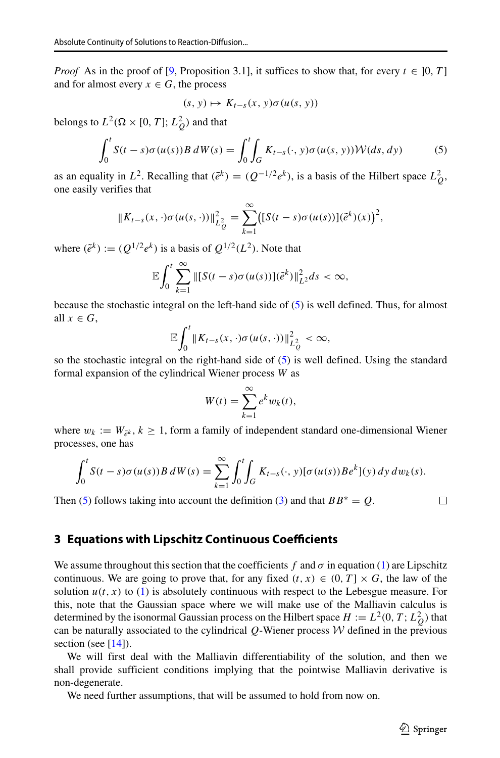*Proof* As in the proof of [9, Proposition 3.1], it suffices to show that, for every $t \in ]0, T]$ and for almost every $x \in G$, the process

$$(s, y) \mapsto K_{t-s}(x, y)\sigma(u(s, y))$$

belongs to $L^2(\Omega \times [0, T]; L^2_Q)$ and that

$$\int_0^t S(t-s)\sigma(u(s))B\, dW(s) = \int_0^t \int_G K_{t-s}(\cdot, y)\sigma(u(s, y))\mathcal{W}(ds, dy) \tag{5}$$

as an equality in $L^2$. Recalling that $(\bar{e}^k) = (Q^{-1/2}e^k)$, is a basis of the Hilbert space $L^2_Q$, one easily verifies that

$$\|K_{t-s}(x, \cdot)\sigma(u(s, \cdot))\|^2_{L^2_Q} = \sum_{k=1}^\infty \big([S(t-s)\sigma(u(s))](\tilde{e}^k)(x)\big)^2,$$

where $(\tilde{e}^k) := (Q^{1/2}e^k)$ is a basis of $Q^{1/2}(L^2)$. Note that

$$\mathbb{E}\int_0^t \sum_{k=1}^\infty \|[S(t-s)\sigma(u(s))](\tilde{e}^k)\|^2_{L^2} ds < \infty,$$

because the stochastic integral on the left-hand side of (5) is well defined. Thus, for almost all $x \in G$,

$$\mathbb{E}\int_0^t \|K_{t-s}(x, \cdot)\sigma(u(s, \cdot))\|^2_{L^2_Q} < \infty,$$

so the stochastic integral on the right-hand side of (5) is well defined. Using the standard formal expansion of the cylindrical Wiener process $W$ as

$$W(t) = \sum_{k=1}^\infty e^k w_k(t),$$

where $w_k := W_{\bar{e}^k}$, $k \geq 1$, form a family of independent standard one-dimensional Wiener processes, one has

$$\int_0^t S(t-s)\sigma(u(s))B\, dW(s) = \sum_{k=1}^\infty \int_0^t \int_G K_{t-s}(\cdot, y)[\sigma(u(s))Be^k](y)\, dy\, dw_k(s).$$

Then (5) follows taking into account the definition (3) and that $BB^* = Q$. □

## 3 Equations with Lipschitz Continuous Coefficients

We assume throughout this section that the coefficients $f$ and $\sigma$ in equation (1) are Lipschitz continuous. We are going to prove that, for any fixed $(t, x) \in (0, T] \times G$, the law of the solution $u(t, x)$ to (1) is absolutely continuous with respect to the Lebesgue measure. For this, note that the Gaussian space where we will make use of the Malliavin calculus is determined by the isonormal Gaussian process on the Hilbert space $H := L^2(0, T; L^2_Q)$ that can be naturally associated to the cylindrical $Q$-Wiener process $\mathcal{W}$ defined in the previous section (see [14]).

We will first deal with the Malliavin differentiability of the solution, and then we shall provide sufficient conditions implying that the pointwise Malliavin derivative is non-degenerate.

We need further assumptions, that will be assumed to hold from now on.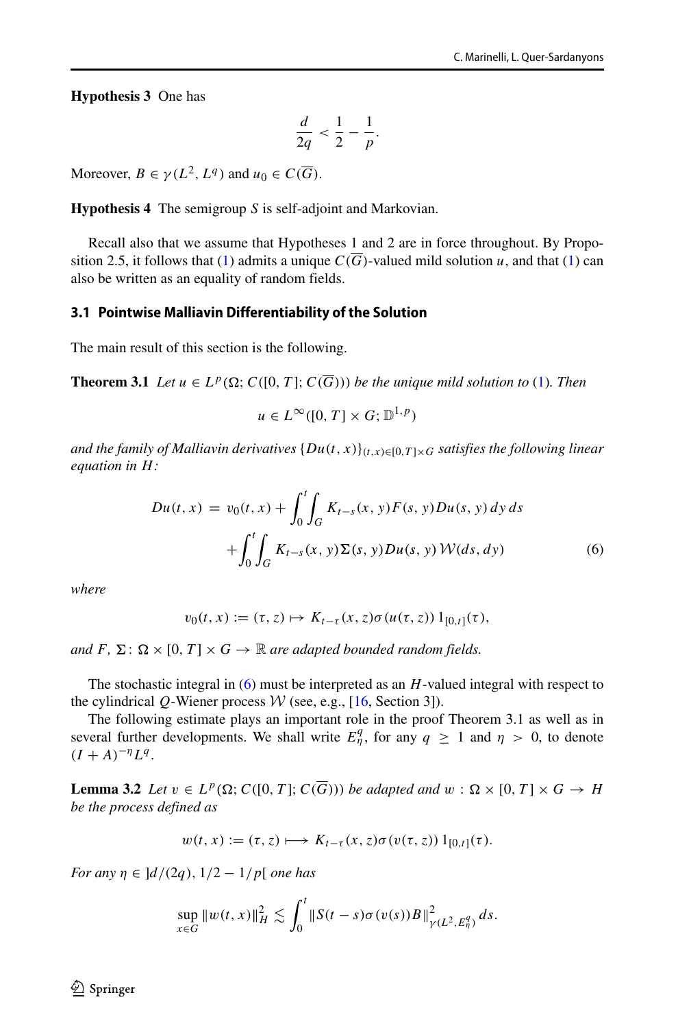**Hypothesis 3** One has

$$\frac{d}{2q} < \frac{1}{2} - \frac{1}{p}.$$

Moreover, $B \in \gamma(L^2, L^q)$ and $u_0 \in C(\overline{G})$.

**Hypothesis 4** The semigroup $S$ is self-adjoint and Markovian.

Recall also that we assume that Hypotheses 1 and 2 are in force throughout. By Proposition 2.5, it follows that (1) admits a unique $C(\overline{G})$-valued mild solution $u$, and that (1) can also be written as an equality of random fields.

### 3.1 Pointwise Malliavin Differentiability of the Solution

The main result of this section is the following.

**Theorem 3.1** *Let $u \in L^p(\Omega; C([0,T]; C(\overline{G})))$ be the unique mild solution to (1). Then*

$$u \in L^\infty([0,T] \times G; \mathbb{D}^{1,p})$$

*and the family of Malliavin derivatives $\{Du(t,x)\}_{(t,x)\in[0,T]\times G}$ satisfies the following linear equation in $H$:*

$$\begin{aligned} Du(t,x) \;=\; & v_0(t,x) + \int_0^t \int_G K_{t-s}(x,y) F(s,y) Du(s,y)\, dy\, ds \\ & + \int_0^t \int_G K_{t-s}(x,y) \Sigma(s,y) Du(s,y)\, \mathcal{W}(ds,dy) \end{aligned} \tag{6}$$

*where*

$$v_0(t,x) := (\tau, z) \mapsto K_{t-\tau}(x,z) \sigma(u(\tau,z))\, 1_{[0,t]}(\tau),$$

*and $F,\, \Sigma \colon \Omega \times [0,T] \times G \to \mathbb{R}$ are adapted bounded random fields.*

The stochastic integral in (6) must be interpreted as an $H$-valued integral with respect to the cylindrical $Q$-Wiener process $\mathcal{W}$ (see, e.g., [16, Section 3]).

The following estimate plays an important role in the proof Theorem 3.1 as well as in several further developments. We shall write $E^q_\eta$, for any $q \geq 1$ and $\eta > 0$, to denote $(I + A)^{-\eta} L^q$.

**Lemma 3.2** *Let $v \in L^p(\Omega; C([0,T]; C(\overline{G})))$ be adapted and $w : \Omega \times [0,T] \times G \to H$ be the process defined as*

$$w(t,x) := (\tau, z) \longmapsto K_{t-\tau}(x,z) \sigma(v(\tau,z))\, 1_{[0,t]}(\tau).$$

*For any $\eta \in \,]d/(2q), 1/2 - 1/p[$ one has*

$$\sup_{x\in G} \|w(t,x)\|_H^2 \lesssim \int_0^t \|S(t-s)\sigma(v(s))B\|^2_{\gamma(L^2, E^q_\eta)}\, ds.$$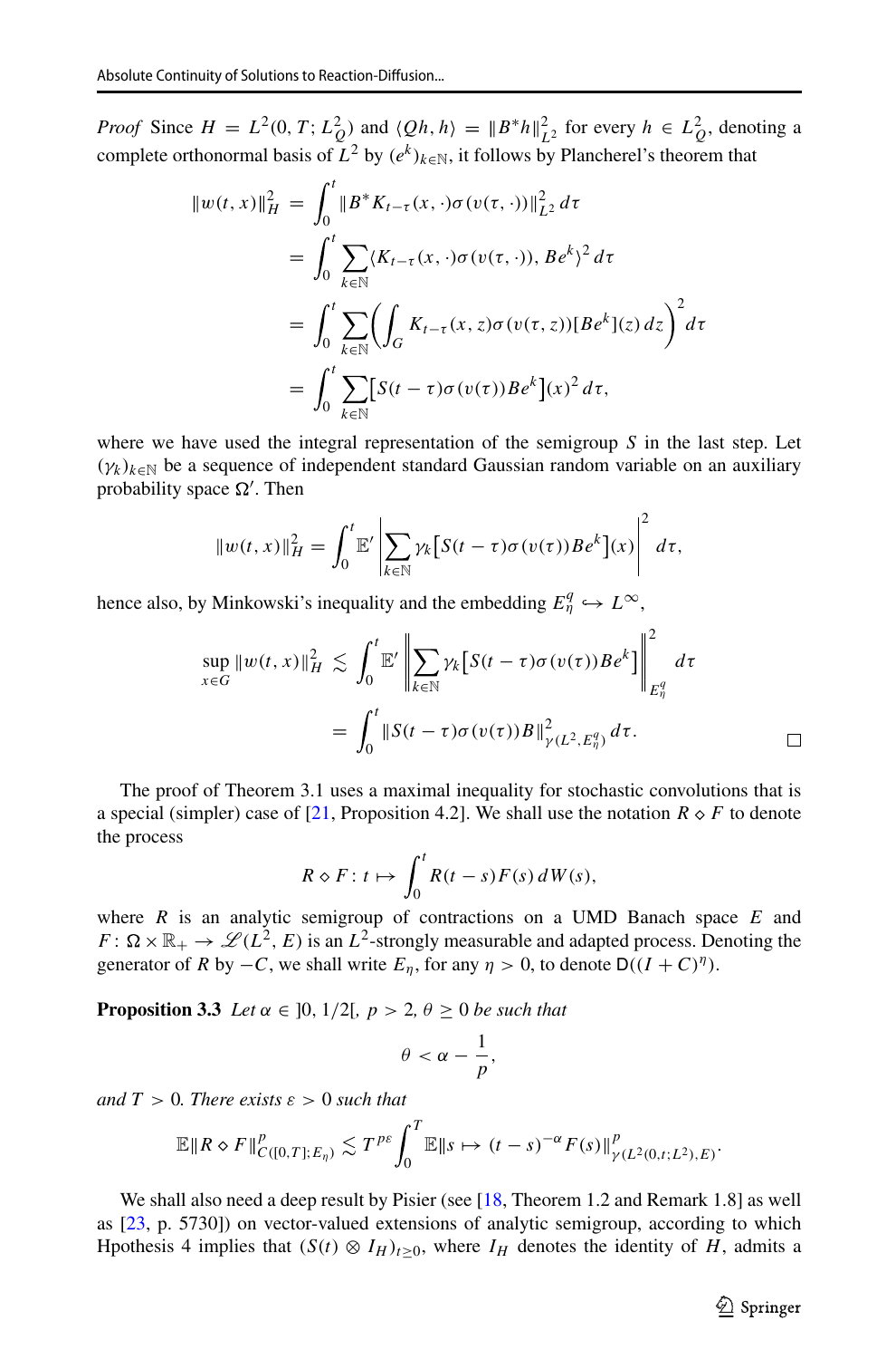*Proof* Since $H = L^2(0,T;L^2_Q)$ and $\langle Qh, h\rangle = \|B^*h\|^2_{L^2}$ for every $h \in L^2_Q$, denoting a complete orthonormal basis of $L^2$ by $(e^k)_{k\in\mathbb{N}}$, it follows by Plancherel's theorem that

$$
\begin{aligned}
\|w(t,x)\|_H^2 &= \int_0^t \|B^*K_{t-\tau}(x,\cdot)\sigma(v(\tau,\cdot))\|^2_{L^2}\,d\tau \\
&= \int_0^t \sum_{k\in\mathbb{N}} \langle K_{t-\tau}(x,\cdot)\sigma(v(\tau,\cdot)), Be^k\rangle^2\,d\tau \\
&= \int_0^t \sum_{k\in\mathbb{N}} \Bigl(\int_G K_{t-\tau}(x,z)\sigma(v(\tau,z))[Be^k](z)\,dz\Bigr)^2\,d\tau \\
&= \int_0^t \sum_{k\in\mathbb{N}} \bigl[S(t-\tau)\sigma(v(\tau))Be^k\bigr](x)^2\,d\tau,
\end{aligned}
$$

where we have used the integral representation of the semigroup $S$ in the last step. Let $(\gamma_k)_{k\in\mathbb{N}}$ be a sequence of independent standard Gaussian random variable on an auxiliary probability space $\Omega'$. Then

$$
\|w(t,x)\|_H^2 = \int_0^t \mathbb{E}'\Bigl|\sum_{k\in\mathbb{N}} \gamma_k\bigl[S(t-\tau)\sigma(v(\tau))Be^k\bigr](x)\Bigr|^2\,d\tau,
$$

hence also, by Minkowski's inequality and the embedding $E^q_\eta \hookrightarrow L^\infty$,

$$
\begin{aligned}
\sup_{x\in G}\|w(t,x)\|_H^2 &\lesssim \int_0^t \mathbb{E}'\Bigl\|\sum_{k\in\mathbb{N}} \gamma_k\bigl[S(t-\tau)\sigma(v(\tau))Be^k\bigr]\Bigr\|^2_{E^q_\eta}\,d\tau \\
&= \int_0^t \|S(t-\tau)\sigma(v(\tau))B\|^2_{\gamma(L^2,E^q_\eta)}\,d\tau.
\end{aligned}
$$

□

The proof of Theorem 3.1 uses a maximal inequality for stochastic convolutions that is a special (simpler) case of [21, Proposition 4.2]. We shall use the notation $R \diamond F$ to denote the process

$$
R\diamond F : t \mapsto \int_0^t R(t-s)F(s)\,dW(s),
$$

where $R$ is an analytic semigroup of contractions on a UMD Banach space $E$ and $F\colon \Omega\times\mathbb{R}_+ \to \mathscr{L}(L^2,E)$ is an $L^2$-strongly measurable and adapted process. Denoting the generator of $R$ by $-C$, we shall write $E_\eta$, for any $\eta > 0$, to denote $\mathsf{D}((I+C)^\eta)$.

**Proposition 3.3** *Let $\alpha \in \,]0,1/2[$, $p > 2$, $\theta \geq 0$ be such that*

$$
\theta < \alpha - \frac{1}{p},
$$

*and $T > 0$. There exists $\varepsilon > 0$ such that*

$$
\mathbb{E}\|R\diamond F\|^p_{C([0,T];E_\eta)} \lesssim T^{p\varepsilon}\int_0^T \mathbb{E}\|s\mapsto (t-s)^{-\alpha}F(s)\|^p_{\gamma(L^2(0,t;L^2),E)}.
$$

We shall also need a deep result by Pisier (see [18, Theorem 1.2 and Remark 1.8] as well as [23, p. 5730]) on vector-valued extensions of analytic semigroup, according to which Hpothesis 4 implies that $(S(t)\otimes I_H)_{t\geq 0}$, where $I_H$ denotes the identity of $H$, admits a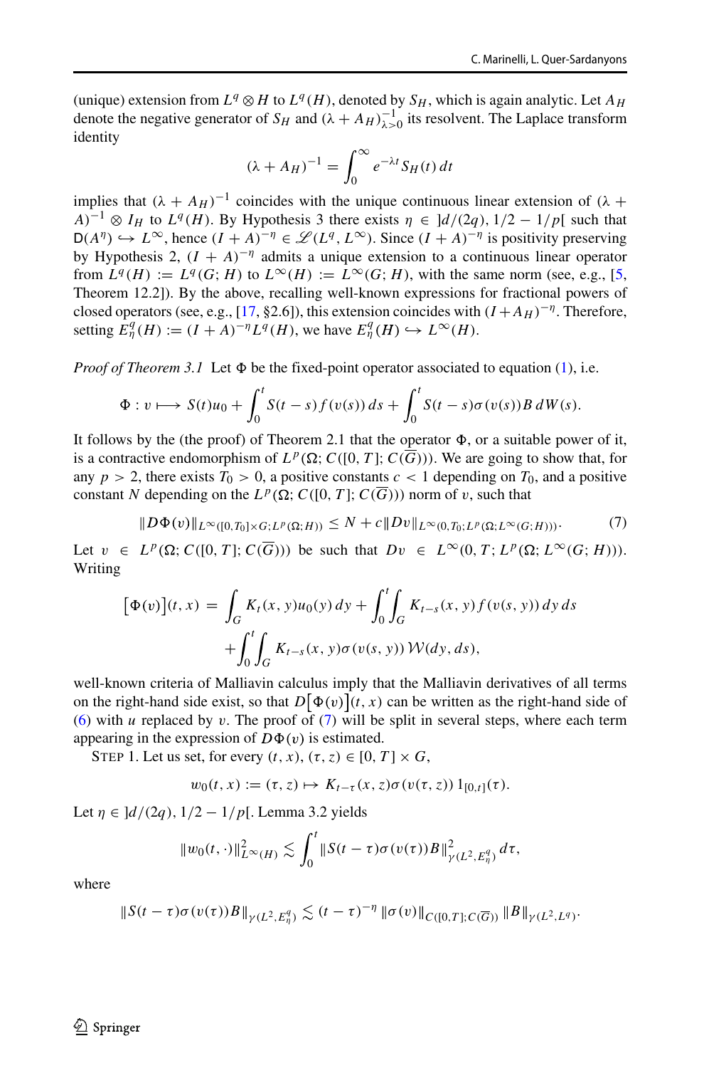(unique) extension from $L^q \otimes H$ to $L^q(H)$, denoted by $S_H$, which is again analytic. Let $A_H$ denote the negative generator of $S_H$ and $(\lambda + A_H)^{-1}_{\lambda>0}$ its resolvent. The Laplace transform identity

$$(\lambda + A_H)^{-1} = \int_0^\infty e^{-\lambda t} S_H(t)\, dt$$

implies that $(\lambda + A_H)^{-1}$ coincides with the unique continuous linear extension of $(\lambda + A)^{-1} \otimes I_H$ to $L^q(H)$. By Hypothesis 3 there exists $\eta \in \,]d/(2q), 1/2 - 1/p[$ such that $\mathsf{D}(A^\eta) \hookrightarrow L^\infty$, hence $(I + A)^{-\eta} \in \mathscr{L}(L^q, L^\infty)$. Since $(I + A)^{-\eta}$ is positivity preserving by Hypothesis 2, $(I + A)^{-\eta}$ admits a unique extension to a continuous linear operator from $L^q(H) := L^q(G; H)$ to $L^\infty(H) := L^\infty(G; H)$, with the same norm (see, e.g., [5, Theorem 12.2]). By the above, recalling well-known expressions for fractional powers of closed operators (see, e.g., [17, §2.6]), this extension coincides with $(I + A_H)^{-\eta}$. Therefore, setting $E^q_\eta(H) := (I + A)^{-\eta} L^q(H)$, we have $E^q_\eta(H) \hookrightarrow L^\infty(H)$.

*Proof of Theorem 3.1* Let $\Phi$ be the fixed-point operator associated to equation (1), i.e.

$$\Phi : v \longmapsto S(t)u_0 + \int_0^t S(t-s) f(v(s))\, ds + \int_0^t S(t-s)\sigma(v(s)) B\, dW(s).$$

It follows by the (the proof) of Theorem 2.1 that the operator $\Phi$, or a suitable power of it, is a contractive endomorphism of $L^p(\Omega; C([0, T]; C(\overline{G})))$. We are going to show that, for any $p > 2$, there exists $T_0 > 0$, a positive constants $c < 1$ depending on $T_0$, and a positive constant $N$ depending on the $L^p(\Omega; C([0, T]; C(\overline{G})))$ norm of $v$, such that

$$\|D\Phi(v)\|_{L^\infty([0,T_0]\times G; L^p(\Omega;H))} \leq N + c\|Dv\|_{L^\infty(0,T_0;L^p(\Omega;L^\infty(G;H)))}. \tag{7}$$

Let $v \in L^p(\Omega; C([0, T]; C(\overline{G})))$ be such that $Dv \in L^\infty(0, T; L^p(\Omega; L^\infty(G; H)))$. Writing

$$\begin{aligned}\big[\Phi(v)\big](t, x) &= \int_G K_t(x, y)u_0(y)\, dy + \int_0^t\int_G K_{t-s}(x, y) f(v(s, y))\, dy\, ds \\ &\quad + \int_0^t\int_G K_{t-s}(x, y)\sigma(v(s, y))\, \mathcal{W}(dy, ds),\end{aligned}$$

well-known criteria of Malliavin calculus imply that the Malliavin derivatives of all terms on the right-hand side exist, so that $D\big[\Phi(v)\big](t, x)$ can be written as the right-hand side of (6) with $u$ replaced by $v$. The proof of (7) will be split in several steps, where each term appearing in the expression of $D\Phi(v)$ is estimated.

STEP 1. Let us set, for every $(t, x), (\tau, z) \in [0, T] \times G$,

$$w_0(t, x) := (\tau, z) \mapsto K_{t-\tau}(x, z)\sigma(v(\tau, z))\, 1_{[0,t]}(\tau).$$

Let $\eta \in \,]d/(2q), 1/2 - 1/p[$. Lemma 3.2 yields

$$\|w_0(t, \cdot)\|^2_{L^\infty(H)} \lesssim \int_0^t \|S(t-\tau)\sigma(v(\tau))B\|^2_{\gamma(L^2, E^q_\eta)}\, d\tau,$$

where

$$\|S(t-\tau)\sigma(v(\tau))B\|_{\gamma(L^2,E^q_\eta)} \lesssim (t-\tau)^{-\eta}\, \|\sigma(v)\|_{C([0,T];C(\overline{G}))}\, \|B\|_{\gamma(L^2,L^q)}.$$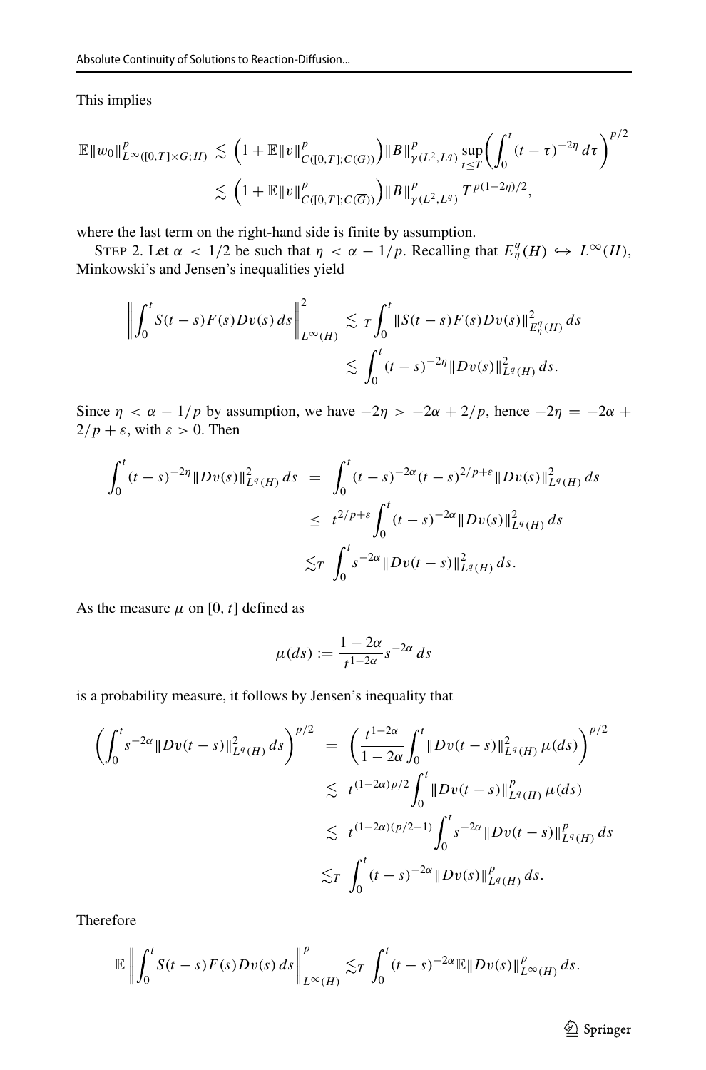This implies

$$
\begin{aligned}
\mathbb{E}\|w_0\|^p_{L^\infty([0,T]\times G;H)} &\lesssim \Big(1+\mathbb{E}\|v\|^p_{C([0,T];C(\overline{G}))}\Big)\|B\|^p_{\gamma(L^2,L^q)}\sup_{t\le T}\bigg(\int_0^t (t-\tau)^{-2\eta}\,d\tau\bigg)^{p/2}\\
&\lesssim \Big(1+\mathbb{E}\|v\|^p_{C([0,T];C(\overline{G}))}\Big)\|B\|^p_{\gamma(L^2,L^q)}\,T^{p(1-2\eta)/2},
\end{aligned}
$$

where the last term on the right-hand side is finite by assumption.

STEP 2. Let $\alpha < 1/2$ be such that $\eta < \alpha - 1/p$. Recalling that $E^q_\eta(H) \hookrightarrow L^\infty(H)$, Minkowski's and Jensen's inequalities yield

$$
\begin{aligned}
\bigg\|\int_0^t S(t-s)F(s)Dv(s)\,ds\bigg\|^2_{L^\infty(H)} &\lesssim_T \int_0^t \|S(t-s)F(s)Dv(s)\|^2_{E^q_\eta(H)}\,ds\\
&\lesssim \int_0^t (t-s)^{-2\eta}\|Dv(s)\|^2_{L^q(H)}\,ds.
\end{aligned}
$$

Since $\eta < \alpha - 1/p$ by assumption, we have $-2\eta > -2\alpha + 2/p$, hence $-2\eta = -2\alpha + 2/p + \varepsilon$, with $\varepsilon > 0$. Then

$$
\begin{aligned}
\int_0^t (t-s)^{-2\eta}\|Dv(s)\|^2_{L^q(H)}\,ds &= \int_0^t (t-s)^{-2\alpha}(t-s)^{2/p+\varepsilon}\|Dv(s)\|^2_{L^q(H)}\,ds\\
&\le t^{2/p+\varepsilon}\int_0^t (t-s)^{-2\alpha}\|Dv(s)\|^2_{L^q(H)}\,ds\\
&\lesssim_T \int_0^t s^{-2\alpha}\|Dv(t-s)\|^2_{L^q(H)}\,ds.
\end{aligned}
$$

As the measure $\mu$ on $[0,t]$ defined as

$$
\mu(ds) := \frac{1-2\alpha}{t^{1-2\alpha}}s^{-2\alpha}\,ds
$$

is a probability measure, it follows by Jensen's inequality that

$$
\begin{aligned}
\bigg(\int_0^t s^{-2\alpha}\|Dv(t-s)\|^2_{L^q(H)}\,ds\bigg)^{p/2} &= \bigg(\frac{t^{1-2\alpha}}{1-2\alpha}\int_0^t \|Dv(t-s)\|^2_{L^q(H)}\,\mu(ds)\bigg)^{p/2}\\
&\lesssim t^{(1-2\alpha)p/2}\int_0^t \|Dv(t-s)\|^p_{L^q(H)}\,\mu(ds)\\
&\lesssim t^{(1-2\alpha)(p/2-1)}\int_0^t s^{-2\alpha}\|Dv(t-s)\|^p_{L^q(H)}\,ds\\
&\lesssim_T \int_0^t (t-s)^{-2\alpha}\|Dv(s)\|^p_{L^q(H)}\,ds.
\end{aligned}
$$

Therefore

$$
\mathbb{E}\bigg\|\int_0^t S(t-s)F(s)Dv(s)\,ds\bigg\|^p_{L^\infty(H)} \lesssim_T \int_0^t (t-s)^{-2\alpha}\mathbb{E}\|Dv(s)\|^p_{L^\infty(H)}\,ds.
$$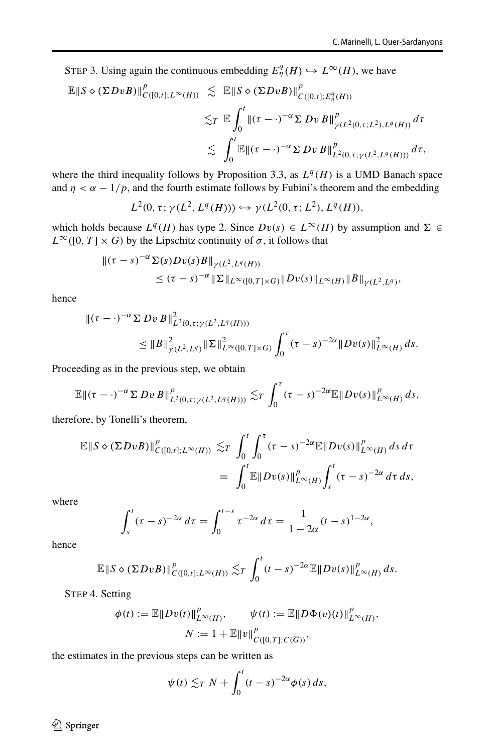STEP 3. Using again the continuous embedding $E^q_\eta(H) \hookrightarrow L^\infty(H)$, we have

$$
\begin{aligned}
\mathbb{E}\|S \diamond (\Sigma D v B)\|^p_{C([0,t];L^\infty(H))} &\lesssim \mathbb{E}\|S \diamond (\Sigma D v B)\|^p_{C([0,t];E^q_\eta(H))} \\
&\lesssim_T \mathbb{E}\int_0^t \|(\tau - \cdot)^{-\alpha} \Sigma\, Dv\, B\|^p_{\gamma(L^2(0,\tau;L^2),L^q(H))}\, d\tau \\
&\lesssim \int_0^t \mathbb{E}\|(\tau - \cdot)^{-\alpha} \Sigma\, Dv\, B\|^p_{L^2(0,\tau;\gamma(L^2,L^q(H)))}\, d\tau,
\end{aligned}
$$

where the third inequality follows by Proposition 3.3, as $L^q(H)$ is a UMD Banach space and $\eta < \alpha - 1/p$, and the fourth estimate follows by Fubini's theorem and the embedding

$$
L^2(0,\tau;\gamma(L^2,L^q(H))) \hookrightarrow \gamma(L^2(0,\tau;L^2),L^q(H)),
$$

which holds because $L^q(H)$ has type 2. Since $Dv(s) \in L^\infty(H)$ by assumption and $\Sigma \in L^\infty([0,T]\times G)$ by the Lipschitz continuity of $\sigma$, it follows that

$$
\begin{aligned}
&\|(\tau - s)^{-\alpha}\Sigma(s)Dv(s)B\|_{\gamma(L^2,L^q(H))} \\
&\qquad \le (\tau - s)^{-\alpha}\|\Sigma\|_{L^\infty([0,T]\times G)}\|Dv(s)\|_{L^\infty(H)}\|B\|_{\gamma(L^2,L^q)},
\end{aligned}
$$

hence

$$
\begin{aligned}
&\|(\tau - \cdot)^{-\alpha}\Sigma\, Dv\, B\|^2_{L^2(0,\tau;\gamma(L^2,L^q(H)))} \\
&\qquad \le \|B\|^2_{\gamma(L^2,L^q)}\|\Sigma\|^2_{L^\infty([0,T]\times G)}\int_0^\tau (\tau - s)^{-2\alpha}\|Dv(s)\|^2_{L^\infty(H)}\, ds.
\end{aligned}
$$

Proceeding as in the previous step, we obtain

$$
\mathbb{E}\|(\tau - \cdot)^{-\alpha}\Sigma\, Dv\, B\|^p_{L^2(0,\tau;\gamma(L^2,L^q(H)))} \lesssim_T \int_0^\tau (\tau - s)^{-2\alpha}\mathbb{E}\|Dv(s)\|^p_{L^\infty(H)}\, ds,
$$

therefore, by Tonelli's theorem,

$$
\begin{aligned}
\mathbb{E}\|S \diamond (\Sigma D v B)\|^p_{C([0,t];L^\infty(H))} &\lesssim_T \int_0^t\int_0^\tau (\tau - s)^{-2\alpha}\mathbb{E}\|Dv(s)\|^p_{L^\infty(H)}\, ds\, d\tau \\
&= \int_0^t \mathbb{E}\|Dv(s)\|^p_{L^\infty(H)}\int_s^t (\tau - s)^{-2\alpha}\, d\tau\, ds,
\end{aligned}
$$

where

$$
\int_s^t (\tau - s)^{-2\alpha}\, d\tau = \int_0^{t-s}\tau^{-2\alpha}\, d\tau = \frac{1}{1-2\alpha}(t-s)^{1-2\alpha},
$$

hence

$$
\mathbb{E}\|S \diamond (\Sigma D v B)\|^p_{C([0,t];L^\infty(H))} \lesssim_T \int_0^t (t-s)^{-2\alpha}\mathbb{E}\|Dv(s)\|^p_{L^\infty(H)}\, ds.
$$

STEP 4. Setting

$$
\phi(t) := \mathbb{E}\|Dv(t)\|^p_{L^\infty(H)}, \qquad \psi(t) := \mathbb{E}\|D\Phi(v)(t)\|^p_{L^\infty(H)},
$$
$$
N := 1 + \mathbb{E}\|v\|^p_{C([0,T];C(\overline{G}))},
$$

the estimates in the previous steps can be written as

$$
\psi(t) \lesssim_T N + \int_0^t (t-s)^{-2\alpha}\phi(s)\, ds,
$$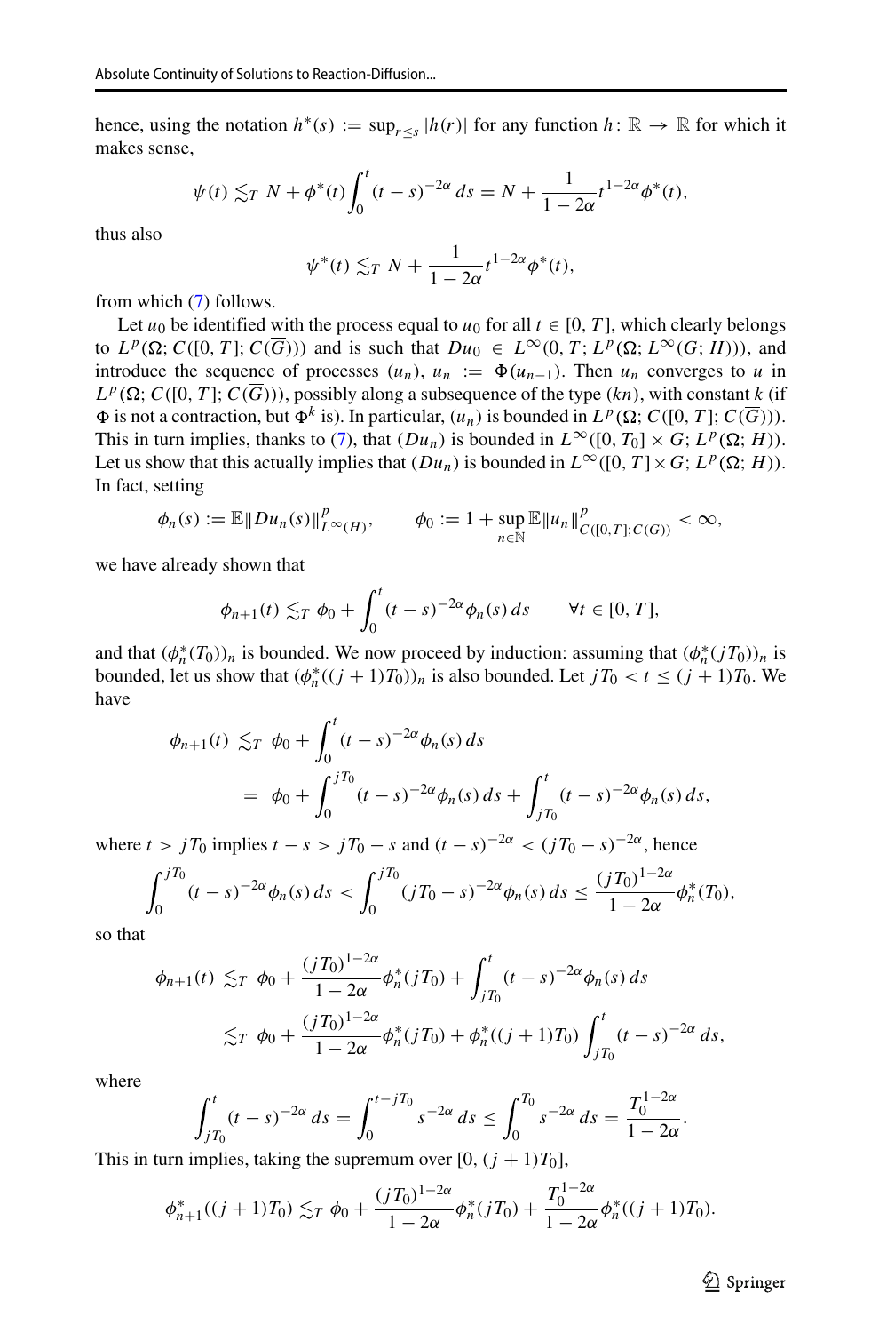hence, using the notation $h^*(s) := \sup_{r \le s} |h(r)|$ for any function $h\colon \mathbb{R} \to \mathbb{R}$ for which it makes sense,

$$
\psi(t) \lesssim_T N + \phi^*(t) \int_0^t (t-s)^{-2\alpha}\, ds = N + \frac{1}{1-2\alpha} t^{1-2\alpha} \phi^*(t),
$$

thus also

$$
\psi^*(t) \lesssim_T N + \frac{1}{1-2\alpha} t^{1-2\alpha} \phi^*(t),
$$

from which (7) follows.

Let $u_0$ be identified with the process equal to $u_0$ for all $t \in [0, T]$, which clearly belongs to $L^p(\Omega; C([0,T]; C(\overline{G})))$ and is such that $Du_0 \in L^\infty(0, T; L^p(\Omega; L^\infty(G; H)))$, and introduce the sequence of processes $(u_n)$, $u_n := \Phi(u_{n-1})$. Then $u_n$ converges to $u$ in $L^p(\Omega; C([0,T]; C(\overline{G})))$, possibly along a subsequence of the type $(kn)$, with constant $k$ (if $\Phi$ is not a contraction, but $\Phi^k$ is). In particular, $(u_n)$ is bounded in $L^p(\Omega; C([0,T]; C(\overline{G})))$. This in turn implies, thanks to (7), that $(Du_n)$ is bounded in $L^\infty([0, T_0] \times G; L^p(\Omega; H))$. Let us show that this actually implies that $(Du_n)$ is bounded in $L^\infty([0, T] \times G; L^p(\Omega; H))$. In fact, setting

$$
\phi_n(s) := \mathbb{E}\|Du_n(s)\|^p_{L^\infty(H)}, \qquad \phi_0 := 1 + \sup_{n\in\mathbb{N}} \mathbb{E}\|u_n\|^p_{C([0,T];C(\overline{G}))} < \infty,
$$

we have already shown that

$$
\phi_{n+1}(t) \lesssim_T \phi_0 + \int_0^t (t-s)^{-2\alpha} \phi_n(s)\, ds \qquad \forall t \in [0, T],
$$

and that $(\phi_n^*(T_0))_n$ is bounded. We now proceed by induction: assuming that $(\phi_n^*(jT_0))_n$ is bounded, let us show that $(\phi_n^*((j+1)T_0))_n$ is also bounded. Let $jT_0 < t \le (j+1)T_0$. We have

$$
\begin{aligned}
\phi_{n+1}(t) &\lesssim_T \phi_0 + \int_0^t (t-s)^{-2\alpha} \phi_n(s)\, ds \\
&= \phi_0 + \int_0^{jT_0} (t-s)^{-2\alpha} \phi_n(s)\, ds + \int_{jT_0}^t (t-s)^{-2\alpha} \phi_n(s)\, ds,
\end{aligned}
$$

where $t > jT_0$ implies $t - s > jT_0 - s$ and $(t-s)^{-2\alpha} < (jT_0 - s)^{-2\alpha}$, hence

$$
\int_0^{jT_0} (t-s)^{-2\alpha} \phi_n(s)\, ds < \int_0^{jT_0} (jT_0 - s)^{-2\alpha} \phi_n(s)\, ds \le \frac{(jT_0)^{1-2\alpha}}{1-2\alpha} \phi_n^*(T_0),
$$

so that

$$
\begin{aligned}
\phi_{n+1}(t) &\lesssim_T \phi_0 + \frac{(jT_0)^{1-2\alpha}}{1-2\alpha} \phi_n^*(jT_0) + \int_{jT_0}^t (t-s)^{-2\alpha} \phi_n(s)\, ds \\
&\lesssim_T \phi_0 + \frac{(jT_0)^{1-2\alpha}}{1-2\alpha} \phi_n^*(jT_0) + \phi_n^*((j+1)T_0) \int_{jT_0}^t (t-s)^{-2\alpha}\, ds,
\end{aligned}
$$

where

$$
\int_{jT_0}^t (t-s)^{-2\alpha}\, ds = \int_0^{t-jT_0} s^{-2\alpha}\, ds \le \int_0^{T_0} s^{-2\alpha}\, ds = \frac{T_0^{1-2\alpha}}{1-2\alpha}.
$$

This in turn implies, taking the supremum over $[0, (j+1)T_0]$,

$$
\phi_{n+1}^*((j+1)T_0) \lesssim_T \phi_0 + \frac{(jT_0)^{1-2\alpha}}{1-2\alpha} \phi_n^*(jT_0) + \frac{T_0^{1-2\alpha}}{1-2\alpha} \phi_n^*((j+1)T_0).
$$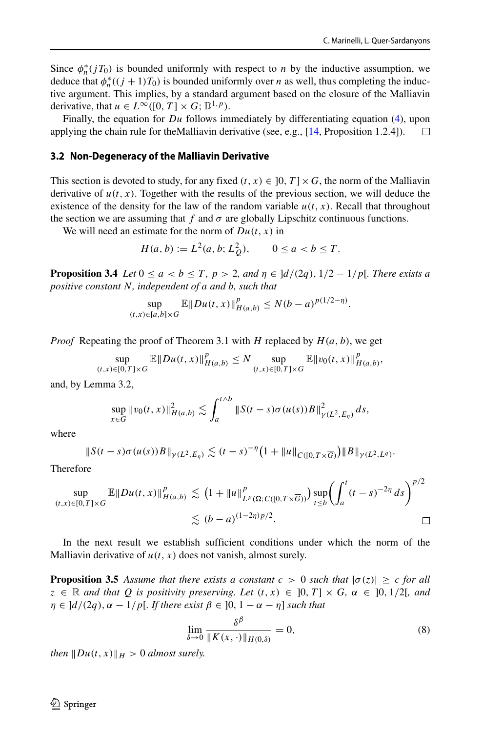Since $\phi_n^*(jT_0)$ is bounded uniformly with respect to $n$ by the inductive assumption, we deduce that $\phi_n^*((j+1)T_0)$ is bounded uniformly over $n$ as well, thus completing the inductive argument. This implies, by a standard argument based on the closure of the Malliavin derivative, that $u \in L^\infty([0,T] \times G; \mathbb{D}^{1,p})$.

Finally, the equation for $Du$ follows immediately by differentiating equation (4), upon applying the chain rule for theMalliavin derivative (see, e.g., [14, Proposition 1.2.4]). □

### 3.2 Non-Degeneracy of the Malliavin Derivative

This section is devoted to study, for any fixed $(t,x) \in\, ]0,T] \times G$, the norm of the Malliavin derivative of $u(t,x)$. Together with the results of the previous section, we will deduce the existence of the density for the law of the random variable $u(t,x)$. Recall that throughout the section we are assuming that $f$ and $\sigma$ are globally Lipschitz continuous functions.

We will need an estimate for the norm of $Du(t,x)$ in

$$H(a,b) := L^2(a,b; L^2_Q), \qquad 0 \le a < b \le T.$$

**Proposition 3.4** *Let $0 \le a < b \le T$, $p > 2$, and $\eta \in\, ]d/(2q), 1/2 - 1/p[$. There exists a positive constant $N$, independent of $a$ and $b$, such that*

$$\sup_{(t,x) \in [a,b] \times G} \mathbb{E}\|Du(t,x)\|^p_{H(a,b)} \le N(b-a)^{p(1/2-\eta)}.$$

*Proof* Repeating the proof of Theorem 3.1 with $H$ replaced by $H(a,b)$, we get

$$\sup_{(t,x) \in [0,T] \times G} \mathbb{E}\|Du(t,x)\|^p_{H(a,b)} \le N \sup_{(t,x) \in [0,T] \times G} \mathbb{E}\|v_0(t,x)\|^p_{H(a,b)},$$

and, by Lemma 3.2,

$$\sup_{x \in G} \|v_0(t,x)\|^2_{H(a,b)} \lesssim \int_a^{t \wedge b} \|S(t-s)\sigma(u(s))B\|^2_{\gamma(L^2, E_\eta)}\, ds,$$

where

$$\|S(t-s)\sigma(u(s))B\|_{\gamma(L^2,E_\eta)} \lesssim (t-s)^{-\eta}\big(1 + \|u\|_{C([0,T \times \overline{G})}\big)\|B\|_{\gamma(L^2,L^q)}.$$

Therefore

$$\begin{aligned}
\sup_{(t,x) \in [0,T] \times G} \mathbb{E}\|Du(t,x)\|^p_{H(a,b)} &\lesssim \big(1 + \|u\|^p_{L^p(\Omega; C([0,T \times \overline{G}))}\big) \sup_{t \le b}\left(\int_a^t (t-s)^{-2\eta}\, ds\right)^{p/2} \\
&\lesssim (b-a)^{(1-2\eta)p/2}.
\end{aligned}$$

□

In the next result we establish sufficient conditions under which the norm of the Malliavin derivative of $u(t,x)$ does not vanish, almost surely.

**Proposition 3.5** *Assume that there exists a constant $c > 0$ such that $|\sigma(z)| \ge c$ for all $z \in \mathbb{R}$ and that $Q$ is positivity preserving. Let $(t,x) \in\, ]0,T] \times G$, $\alpha \in\, ]0,1/2[$, and $\eta \in\, ]d/(2q), \alpha - 1/p[$. If there exist $\beta \in\, ]0, 1-\alpha-\eta]$ such that*

$$\lim_{\delta \to 0} \frac{\delta^\beta}{\|K(x,\cdot)\|_{H(0,\delta)}} = 0, \tag{8}$$

*then $\|Du(t,x)\|_H > 0$ almost surely.*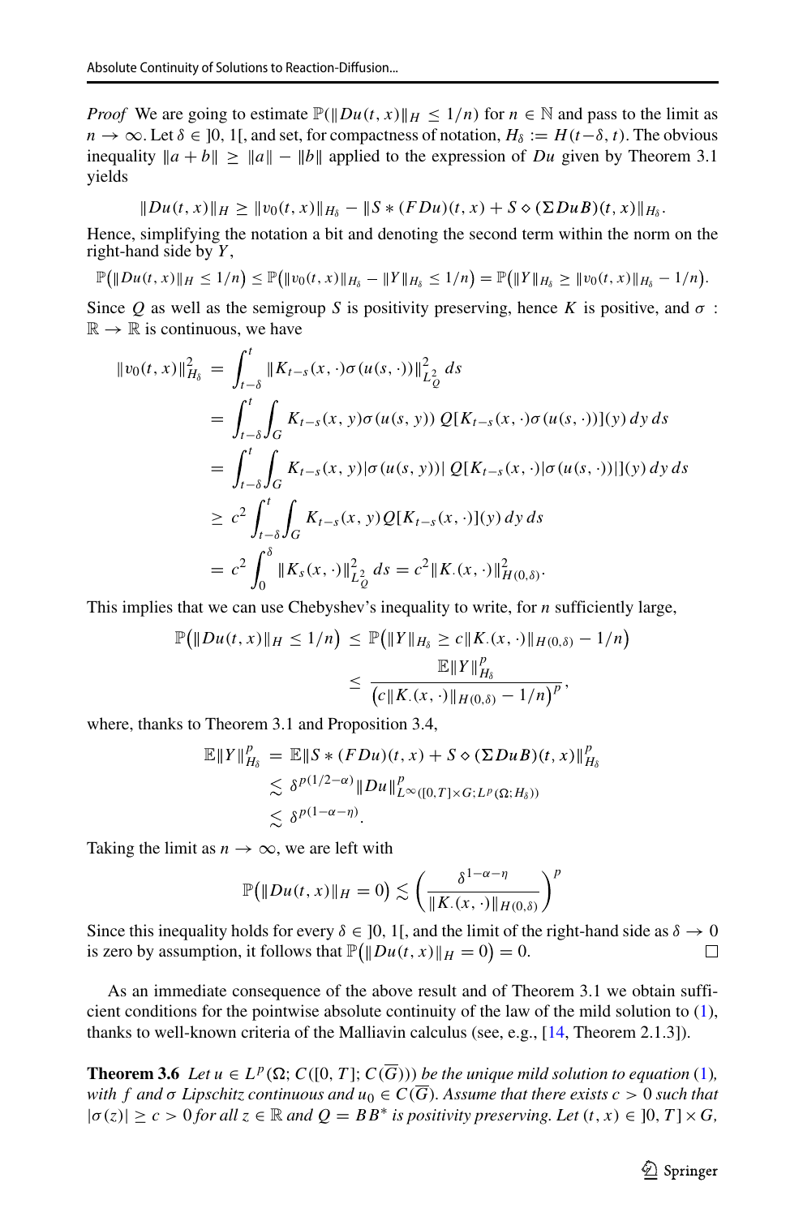*Proof* We are going to estimate $\mathbb{P}(\|Du(t,x)\|_H \leq 1/n)$ for $n \in \mathbb{N}$ and pass to the limit as $n \to \infty$. Let $\delta \in ]0,1[$, and set, for compactness of notation, $H_\delta := H(t-\delta, t)$. The obvious inequality $\|a+b\| \geq \|a\| - \|b\|$ applied to the expression of $Du$ given by Theorem 3.1 yields

$$\|Du(t,x)\|_H \geq \|v_0(t,x)\|_{H_\delta} - \|S * (FDu)(t,x) + S \diamond (\Sigma Du B)(t,x)\|_{H_\delta}.$$

Hence, simplifying the notation a bit and denoting the second term within the norm on the right-hand side by $Y$,

$$\mathbb{P}\big(\|Du(t,x)\|_H \leq 1/n\big) \leq \mathbb{P}\big(\|v_0(t,x)\|_{H_\delta} - \|Y\|_{H_\delta} \leq 1/n\big) = \mathbb{P}\big(\|Y\|_{H_\delta} \geq \|v_0(t,x)\|_{H_\delta} - 1/n\big).$$

Since $Q$ as well as the semigroup $S$ is positivity preserving, hence $K$ is positive, and $\sigma : \mathbb{R} \to \mathbb{R}$ is continuous, we have

$$\begin{aligned}
\|v_0(t,x)\|^2_{H_\delta} &= \int_{t-\delta}^t \|K_{t-s}(x,\cdot)\sigma(u(s,\cdot))\|^2_{L^2_Q}\,ds \\
&= \int_{t-\delta}^t \int_G K_{t-s}(x,y)\sigma(u(s,y))\, Q[K_{t-s}(x,\cdot)\sigma(u(s,\cdot))](y)\,dy\,ds \\
&= \int_{t-\delta}^t \int_G K_{t-s}(x,y)|\sigma(u(s,y))|\, Q[K_{t-s}(x,\cdot)|\sigma(u(s,\cdot))|](y)\,dy\,ds \\
&\geq c^2 \int_{t-\delta}^t \int_G K_{t-s}(x,y) Q[K_{t-s}(x,\cdot)](y)\,dy\,ds \\
&= c^2 \int_0^\delta \|K_s(x,\cdot)\|^2_{L^2_Q}\,ds = c^2 \|K_\cdot(x,\cdot)\|^2_{H(0,\delta)}.
\end{aligned}$$

This implies that we can use Chebyshev's inequality to write, for $n$ sufficiently large,

$$\begin{aligned}
\mathbb{P}\big(\|Du(t,x)\|_H \leq 1/n\big) &\leq \mathbb{P}\big(\|Y\|_{H_\delta} \geq c\|K_\cdot(x,\cdot)\|_{H(0,\delta)} - 1/n\big) \\
&\leq \frac{\mathbb{E}\|Y\|^p_{H_\delta}}{\big(c\|K_\cdot(x,\cdot)\|_{H(0,\delta)} - 1/n\big)^p},
\end{aligned}$$

where, thanks to Theorem 3.1 and Proposition 3.4,

$$\begin{aligned}
\mathbb{E}\|Y\|^p_{H_\delta} &= \mathbb{E}\|S * (FDu)(t,x) + S \diamond (\Sigma Du B)(t,x)\|^p_{H_\delta} \\
&\lesssim \delta^{p(1/2-\alpha)} \|Du\|^p_{L^\infty([0,T]\times G; L^p(\Omega; H_\delta))} \\
&\lesssim \delta^{p(1-\alpha-\eta)}.
\end{aligned}$$

Taking the limit as $n \to \infty$, we are left with

$$\mathbb{P}\big(\|Du(t,x)\|_H = 0\big) \lesssim \left(\frac{\delta^{1-\alpha-\eta}}{\|K_\cdot(x,\cdot)\|_{H(0,\delta)}}\right)^p$$

Since this inequality holds for every $\delta \in ]0,1[$, and the limit of the right-hand side as $\delta \to 0$ is zero by assumption, it follows that $\mathbb{P}\big(\|Du(t,x)\|_H = 0\big) = 0$. □

As an immediate consequence of the above result and of Theorem 3.1 we obtain sufficient conditions for the pointwise absolute continuity of the law of the mild solution to (1), thanks to well-known criteria of the Malliavin calculus (see, e.g., [14, Theorem 2.1.3]).

**Theorem 3.6** *Let $u \in L^p(\Omega; C([0,T]; C(\overline{G})))$ be the unique mild solution to equation (1), with $f$ and $\sigma$ Lipschitz continuous and $u_0 \in C(\overline{G})$. Assume that there exists $c > 0$ such that $|\sigma(z)| \geq c > 0$ for all $z \in \mathbb{R}$ and $Q = BB^*$ is positivity preserving. Let $(t,x) \in ]0,T] \times G$,*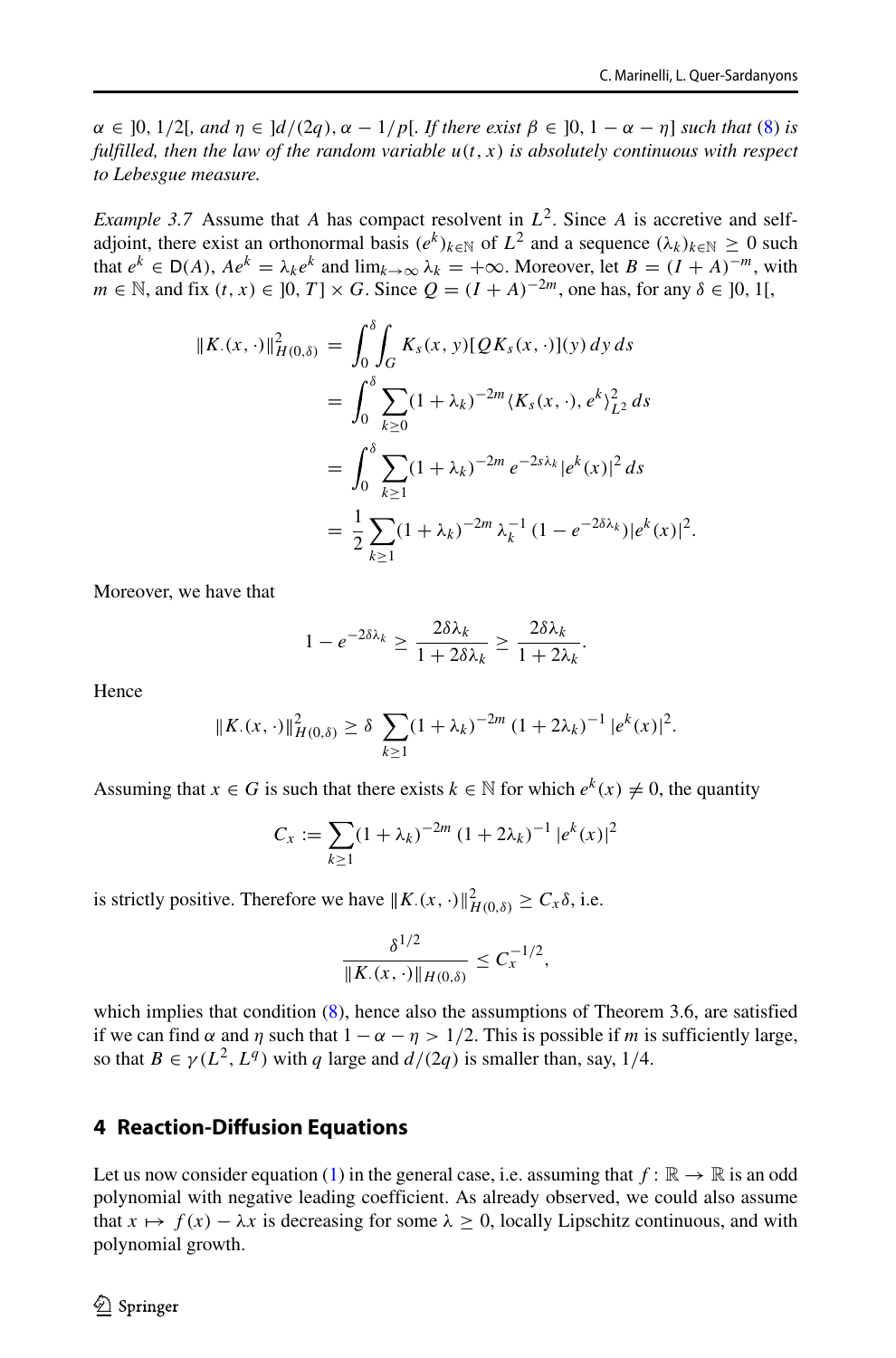*$\alpha \in ]0, 1/2[$, and $\eta \in ]d/(2q), \alpha - 1/p[$. If there exist $\beta \in ]0, 1 - \alpha - \eta]$ such that (8) is fulfilled, then the law of the random variable $u(t, x)$ is absolutely continuous with respect to Lebesgue measure.*

*Example 3.7* Assume that $A$ has compact resolvent in $L^2$. Since $A$ is accretive and self-adjoint, there exist an orthonormal basis $(e^k)_{k\in\mathbb{N}}$ of $L^2$ and a sequence $(\lambda_k)_{k\in\mathbb{N}} \geq 0$ such that $e^k \in \mathsf{D}(A)$, $Ae^k = \lambda_k e^k$ and $\lim_{k\to\infty} \lambda_k = +\infty$. Moreover, let $B = (I + A)^{-m}$, with $m \in \mathbb{N}$, and fix $(t, x) \in ]0, T] \times G$. Since $Q = (I + A)^{-2m}$, one has, for any $\delta \in ]0, 1[$,

$$
\begin{aligned}
\|K_\cdot(x, \cdot)\|^2_{H(0,\delta)} &= \int_0^\delta \int_G K_s(x, y)[QK_s(x, \cdot)](y)\, dy\, ds \\
&= \int_0^\delta \sum_{k\geq 0} (1 + \lambda_k)^{-2m} \langle K_s(x, \cdot), e^k\rangle^2_{L^2}\, ds \\
&= \int_0^\delta \sum_{k\geq 1} (1 + \lambda_k)^{-2m}\, e^{-2s\lambda_k} |e^k(x)|^2\, ds \\
&= \frac{1}{2} \sum_{k\geq 1} (1 + \lambda_k)^{-2m}\, \lambda_k^{-1}\, (1 - e^{-2\delta\lambda_k}) |e^k(x)|^2.
\end{aligned}
$$

Moreover, we have that

$$
1 - e^{-2\delta\lambda_k} \geq \frac{2\delta\lambda_k}{1 + 2\delta\lambda_k} \geq \frac{2\delta\lambda_k}{1 + 2\lambda_k}.
$$

Hence

$$
\|K_\cdot(x, \cdot)\|^2_{H(0,\delta)} \geq \delta \sum_{k\geq 1} (1 + \lambda_k)^{-2m}\, (1 + 2\lambda_k)^{-1}\, |e^k(x)|^2.
$$

Assuming that $x \in G$ is such that there exists $k \in \mathbb{N}$ for which $e^k(x) \neq 0$, the quantity

$$
C_x := \sum_{k\geq 1} (1 + \lambda_k)^{-2m}\, (1 + 2\lambda_k)^{-1}\, |e^k(x)|^2
$$

is strictly positive. Therefore we have $\|K_\cdot(x, \cdot)\|^2_{H(0,\delta)} \geq C_x\delta$, i.e.

$$
\frac{\delta^{1/2}}{\|K_\cdot(x, \cdot)\|_{H(0,\delta)}} \leq C_x^{-1/2},
$$

which implies that condition (8), hence also the assumptions of Theorem 3.6, are satisfied if we can find $\alpha$ and $\eta$ such that $1 - \alpha - \eta > 1/2$. This is possible if $m$ is sufficiently large, so that $B \in \gamma(L^2, L^q)$ with $q$ large and $d/(2q)$ is smaller than, say, $1/4$.

## 4 Reaction-Diffusion Equations

Let us now consider equation (1) in the general case, i.e. assuming that $f : \mathbb{R} \to \mathbb{R}$ is an odd polynomial with negative leading coefficient. As already observed, we could also assume that $x \mapsto f(x) - \lambda x$ is decreasing for some $\lambda \geq 0$, locally Lipschitz continuous, and with polynomial growth.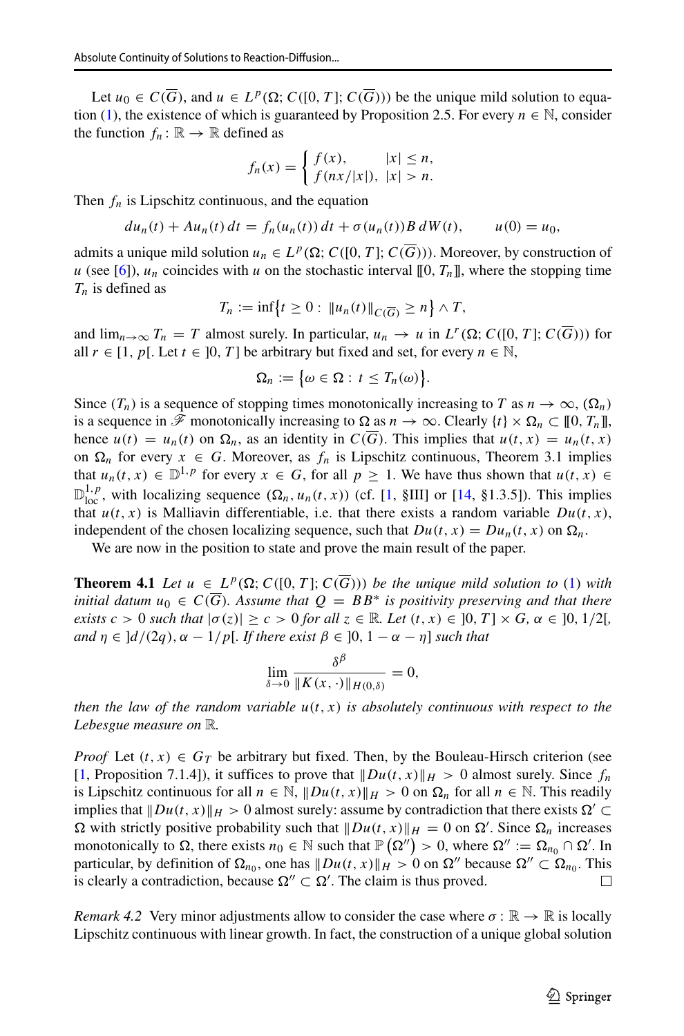Let $u_0 \in C(\overline{G})$, and $u \in L^p(\Omega; C([0,T]; C(\overline{G})))$ be the unique mild solution to equation (1), the existence of which is guaranteed by Proposition 2.5. For every $n \in \mathbb{N}$, consider the function $f_n : \mathbb{R} \to \mathbb{R}$ defined as

$$
f_n(x) = \begin{cases} f(x), & |x| \le n, \\ f(nx/|x|), & |x| > n. \end{cases}
$$

Then $f_n$ is Lipschitz continuous, and the equation

$$
du_n(t) + Au_n(t)\,dt = f_n(u_n(t))\,dt + \sigma(u_n(t))B\,dW(t), \qquad u(0) = u_0,
$$

admits a unique mild solution $u_n \in L^p(\Omega; C([0,T]; C(\overline{G})))$. Moreover, by construction of $u$ (see [6]), $u_n$ coincides with $u$ on the stochastic interval $[\![0, T_n]\!]$, where the stopping time $T_n$ is defined as

$$
T_n := \inf\{t \ge 0 : \|u_n(t)\|_{C(\overline{G})} \ge n\} \wedge T,
$$

and $\lim_{n\to\infty} T_n = T$ almost surely. In particular, $u_n \to u$ in $L^r(\Omega; C([0,T]; C(\overline{G})))$ for all $r \in [1, p[$. Let $t \in ]0, T]$ be arbitrary but fixed and set, for every $n \in \mathbb{N}$,

$$
\Omega_n := \{\omega \in \Omega : t \le T_n(\omega)\}.
$$

Since $(T_n)$ is a sequence of stopping times monotonically increasing to $T$ as $n \to \infty$, $(\Omega_n)$ is a sequence in $\mathscr{F}$ monotonically increasing to $\Omega$ as $n \to \infty$. Clearly $\{t\} \times \Omega_n \subset [\![0, T_n]\!]$, hence $u(t) = u_n(t)$ on $\Omega_n$, as an identity in $C(\overline{G})$. This implies that $u(t,x) = u_n(t,x)$ on $\Omega_n$ for every $x \in G$. Moreover, as $f_n$ is Lipschitz continuous, Theorem 3.1 implies that $u_n(t,x) \in \mathbb{D}^{1,p}$ for every $x \in G$, for all $p \ge 1$. We have thus shown that $u(t,x) \in \mathbb{D}^{1,p}_{\text{loc}}$, with localizing sequence $(\Omega_n, u_n(t,x))$ (cf. [1, §III] or [14, §1.3.5]). This implies that $u(t,x)$ is Malliavin differentiable, i.e. that there exists a random variable $Du(t,x)$, independent of the chosen localizing sequence, such that $Du(t,x) = Du_n(t,x)$ on $\Omega_n$.

We are now in the position to state and prove the main result of the paper.

**Theorem 4.1** *Let $u \in L^p(\Omega; C([0,T]; C(\overline{G})))$ be the unique mild solution to (1) with initial datum $u_0 \in C(\overline{G})$. Assume that $Q = BB^*$ is positivity preserving and that there exists $c > 0$ such that $|\sigma(z)| \ge c > 0$ for all $z \in \mathbb{R}$. Let $(t,x) \in ]0,T] \times G$, $\alpha \in ]0, 1/2[$, and $\eta \in ]d/(2q), \alpha - 1/p[$. If there exist $\beta \in ]0, 1 - \alpha - \eta]$ such that*

$$
\lim_{\delta \to 0} \frac{\delta^\beta}{\|K(x,\cdot)\|_{H(0,\delta)}} = 0,
$$

*then the law of the random variable $u(t,x)$ is absolutely continuous with respect to the Lebesgue measure on $\mathbb{R}$.*

*Proof* Let $(t,x) \in G_T$ be arbitrary but fixed. Then, by the Bouleau-Hirsch criterion (see [1, Proposition 7.1.4]), it suffices to prove that $\|Du(t,x)\|_H > 0$ almost surely. Since $f_n$ is Lipschitz continuous for all $n \in \mathbb{N}$, $\|Du(t,x)\|_H > 0$ on $\Omega_n$ for all $n \in \mathbb{N}$. This readily implies that $\|Du(t,x)\|_H > 0$ almost surely: assume by contradiction that there exists $\Omega' \subset \Omega$ with strictly positive probability such that $\|Du(t,x)\|_H = 0$ on $\Omega'$. Since $\Omega_n$ increases monotonically to $\Omega$, there exists $n_0 \in \mathbb{N}$ such that $\mathbb{P}(\Omega'') > 0$, where $\Omega'' := \Omega_{n_0} \cap \Omega'$. In particular, by definition of $\Omega_{n_0}$, one has $\|Du(t,x)\|_H > 0$ on $\Omega''$ because $\Omega'' \subset \Omega_{n_0}$. This is clearly a contradiction, because $\Omega'' \subset \Omega'$. The claim is thus proved. □

*Remark 4.2* Very minor adjustments allow to consider the case where $\sigma : \mathbb{R} \to \mathbb{R}$ is locally Lipschitz continuous with linear growth. In fact, the construction of a unique global solution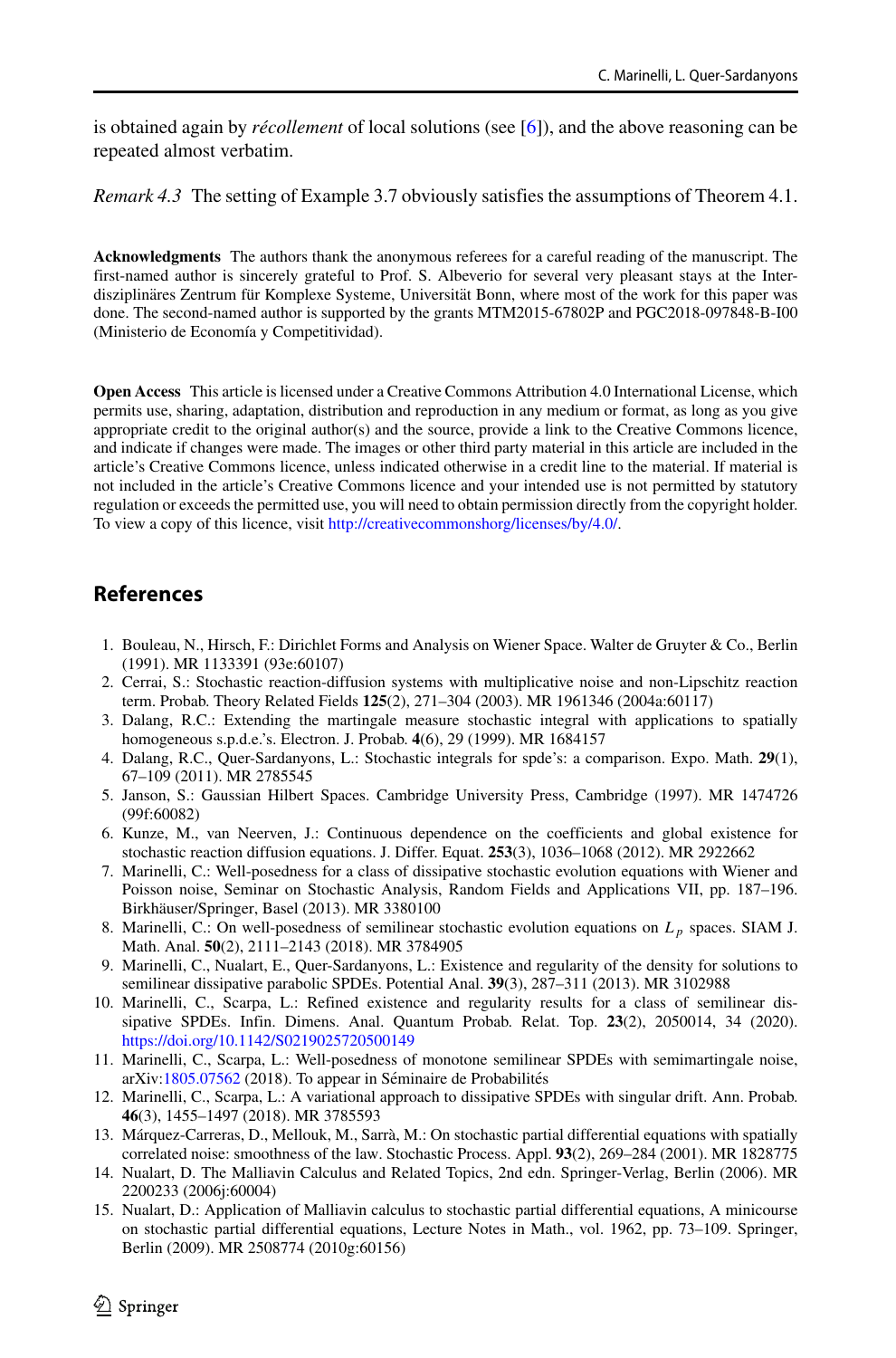is obtained again by *récollement* of local solutions (see [6]), and the above reasoning can be repeated almost verbatim.

*Remark 4.3* The setting of Example 3.7 obviously satisfies the assumptions of Theorem 4.1.

**Acknowledgments** The authors thank the anonymous referees for a careful reading of the manuscript. The first-named author is sincerely grateful to Prof. S. Albeverio for several very pleasant stays at the Interdisziplinäres Zentrum für Komplexe Systeme, Universität Bonn, where most of the work for this paper was done. The second-named author is supported by the grants MTM2015-67802P and PGC2018-097848-B-I00 (Ministerio de Economía y Competitividad).

**Open Access** This article is licensed under a Creative Commons Attribution 4.0 International License, which permits use, sharing, adaptation, distribution and reproduction in any medium or format, as long as you give appropriate credit to the original author(s) and the source, provide a link to the Creative Commons licence, and indicate if changes were made. The images or other third party material in this article are included in the article's Creative Commons licence, unless indicated otherwise in a credit line to the material. If material is not included in the article's Creative Commons licence and your intended use is not permitted by statutory regulation or exceeds the permitted use, you will need to obtain permission directly from the copyright holder. To view a copy of this licence, visit http://creativecommonshorg/licenses/by/4.0/.

## References

1. Bouleau, N., Hirsch, F.: Dirichlet Forms and Analysis on Wiener Space. Walter de Gruyter & Co., Berlin (1991). MR 1133391 (93e:60107)
2. Cerrai, S.: Stochastic reaction-diffusion systems with multiplicative noise and non-Lipschitz reaction term. Probab. Theory Related Fields **125**(2), 271–304 (2003). MR 1961346 (2004a:60117)
3. Dalang, R.C.: Extending the martingale measure stochastic integral with applications to spatially homogeneous s.p.d.e.'s. Electron. J. Probab. **4**(6), 29 (1999). MR 1684157
4. Dalang, R.C., Quer-Sardanyons, L.: Stochastic integrals for spde's: a comparison. Expo. Math. **29**(1), 67–109 (2011). MR 2785545
5. Janson, S.: Gaussian Hilbert Spaces. Cambridge University Press, Cambridge (1997). MR 1474726 (99f:60082)
6. Kunze, M., van Neerven, J.: Continuous dependence on the coefficients and global existence for stochastic reaction diffusion equations. J. Differ. Equat. **253**(3), 1036–1068 (2012). MR 2922662
7. Marinelli, C.: Well-posedness for a class of dissipative stochastic evolution equations with Wiener and Poisson noise, Seminar on Stochastic Analysis, Random Fields and Applications VII, pp. 187–196. Birkhäuser/Springer, Basel (2013). MR 3380100
8. Marinelli, C.: On well-posedness of semilinear stochastic evolution equations on $L_p$ spaces. SIAM J. Math. Anal. **50**(2), 2111–2143 (2018). MR 3784905
9. Marinelli, C., Nualart, E., Quer-Sardanyons, L.: Existence and regularity of the density for solutions to semilinear dissipative parabolic SPDEs. Potential Anal. **39**(3), 287–311 (2013). MR 3102988
10. Marinelli, C., Scarpa, L.: Refined existence and regularity results for a class of semilinear dissipative SPDEs. Infin. Dimens. Anal. Quantum Probab. Relat. Top. **23**(2), 2050014, 34 (2020). https://doi.org/10.1142/S0219025720500149
11. Marinelli, C., Scarpa, L.: Well-posedness of monotone semilinear SPDEs with semimartingale noise, arXiv:1805.07562 (2018). To appear in Séminaire de Probabilités
12. Marinelli, C., Scarpa, L.: A variational approach to dissipative SPDEs with singular drift. Ann. Probab. **46**(3), 1455–1497 (2018). MR 3785593
13. Márquez-Carreras, D., Mellouk, M., Sarrà, M.: On stochastic partial differential equations with spatially correlated noise: smoothness of the law. Stochastic Process. Appl. **93**(2), 269–284 (2001). MR 1828775
14. Nualart, D. The Malliavin Calculus and Related Topics, 2nd edn. Springer-Verlag, Berlin (2006). MR 2200233 (2006j:60004)
15. Nualart, D.: Application of Malliavin calculus to stochastic partial differential equations, A minicourse on stochastic partial differential equations, Lecture Notes in Math., vol. 1962, pp. 73–109. Springer, Berlin (2009). MR 2508774 (2010g:60156)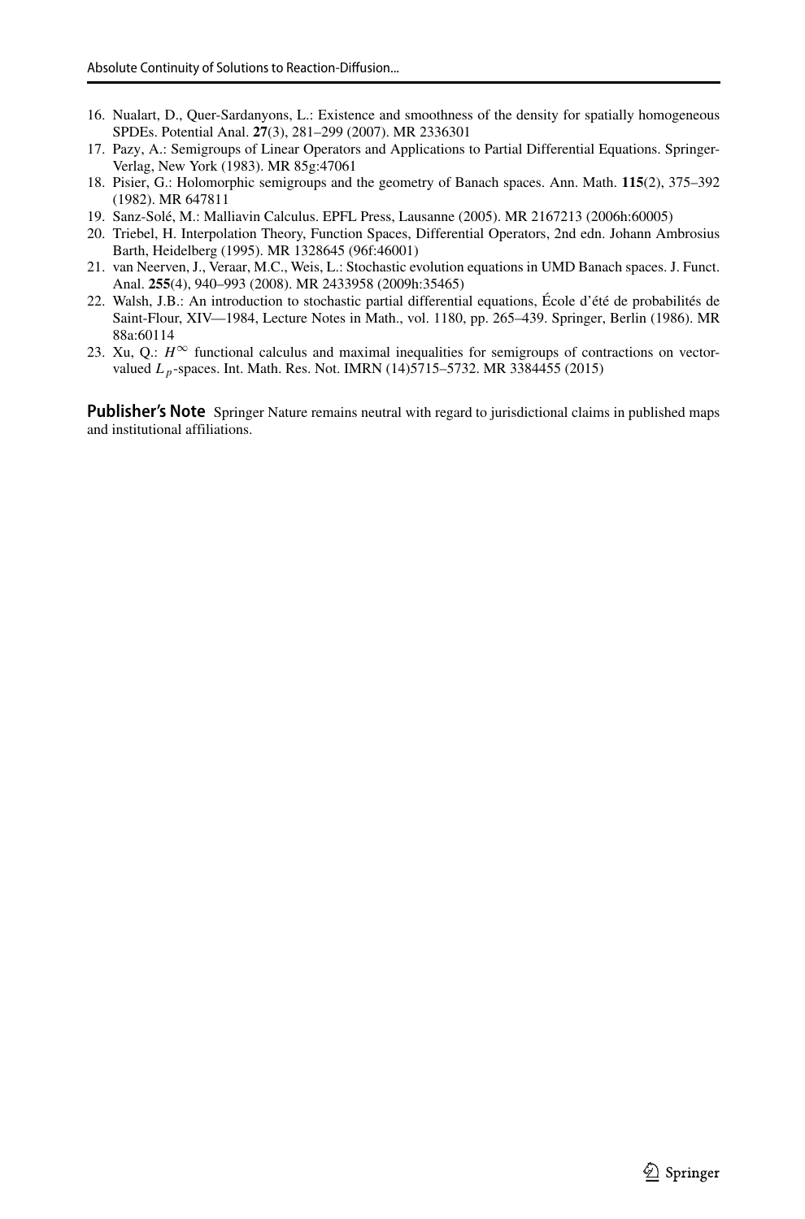16. Nualart, D., Quer-Sardanyons, L.: Existence and smoothness of the density for spatially homogeneous SPDEs. Potential Anal. **27**(3), 281–299 (2007). MR 2336301
17. Pazy, A.: Semigroups of Linear Operators and Applications to Partial Differential Equations. Springer-Verlag, New York (1983). MR 85g:47061
18. Pisier, G.: Holomorphic semigroups and the geometry of Banach spaces. Ann. Math. **115**(2), 375–392 (1982). MR 647811
19. Sanz-Solé, M.: Malliavin Calculus. EPFL Press, Lausanne (2005). MR 2167213 (2006h:60005)
20. Triebel, H. Interpolation Theory, Function Spaces, Differential Operators, 2nd edn. Johann Ambrosius Barth, Heidelberg (1995). MR 1328645 (96f:46001)
21. van Neerven, J., Veraar, M.C., Weis, L.: Stochastic evolution equations in UMD Banach spaces. J. Funct. Anal. **255**(4), 940–993 (2008). MR 2433958 (2009h:35465)
22. Walsh, J.B.: An introduction to stochastic partial differential equations, École d'été de probabilités de Saint-Flour, XIV—1984, Lecture Notes in Math., vol. 1180, pp. 265–439. Springer, Berlin (1986). MR 88a:60114
23. Xu, Q.: $H^\infty$ functional calculus and maximal inequalities for semigroups of contractions on vector-valued $L_p$-spaces. Int. Math. Res. Not. IMRN (14)5715–5732. MR 3384455 (2015)

**Publisher's Note** Springer Nature remains neutral with regard to jurisdictional claims in published maps and institutional affiliations.